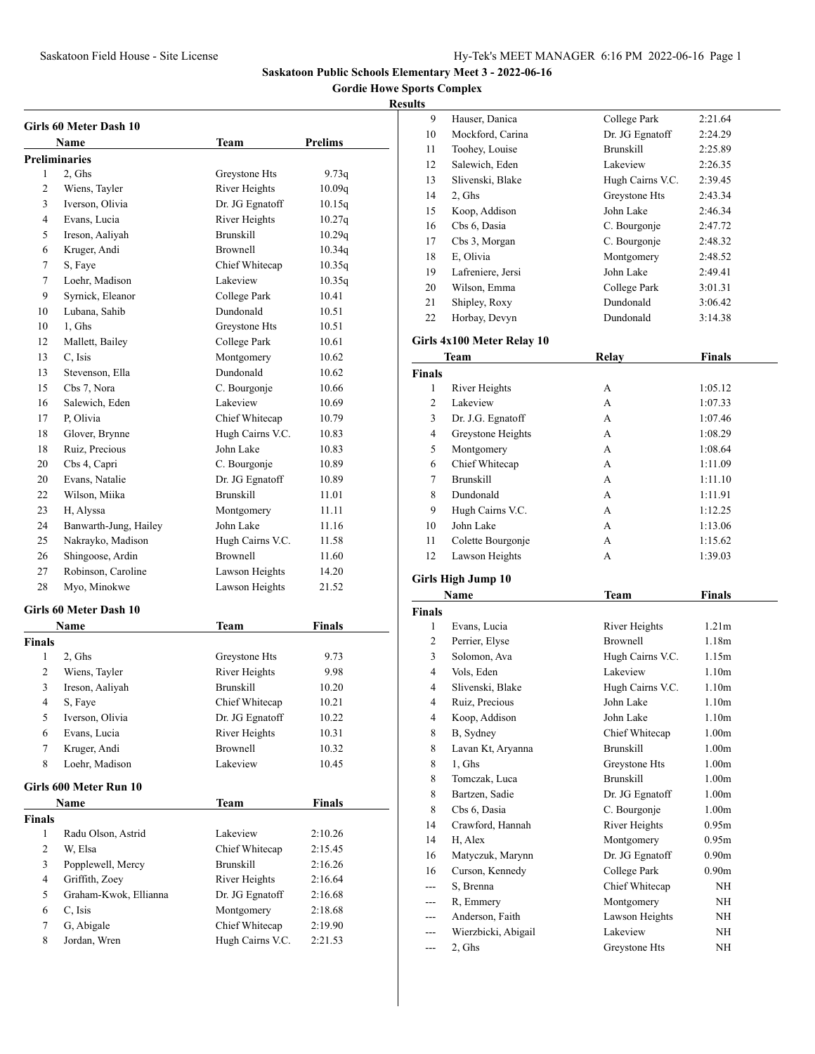# Saskatoon Public Schools Elementary Meet 3 - 2022-06-16

## Gordie Howe Sports Complex

### Results

#### Girls 60 Meter Dash 10

| | Name | Team | Prelims |
|---|---|---|---|
| **Preliminaries** | | | |
| 1 | 2, Ghs | Greystone Hts | 9.73q |
| 2 | Wiens, Tayler | River Heights | 10.09q |
| 3 | Iverson, Olivia | Dr. JG Egnatoff | 10.15q |
| 4 | Evans, Lucia | River Heights | 10.27q |
| 5 | Ireson, Aaliyah | Brunskill | 10.29q |
| 6 | Kruger, Andi | Brownell | 10.34q |
| 7 | S, Faye | Chief Whitecap | 10.35q |
| 7 | Loehr, Madison | Lakeview | 10.35q |
| 9 | Syrnick, Eleanor | College Park | 10.41 |
| 10 | Lubana, Sahib | Dundonald | 10.51 |
| 10 | 1, Ghs | Greystone Hts | 10.51 |
| 12 | Mallett, Bailey | College Park | 10.61 |
| 13 | C, Isis | Montgomery | 10.62 |
| 13 | Stevenson, Ella | Dundonald | 10.62 |
| 15 | Cbs 7, Nora | C. Bourgonje | 10.66 |
| 16 | Salewich, Eden | Lakeview | 10.69 |
| 17 | P, Olivia | Chief Whitecap | 10.79 |
| 18 | Glover, Brynne | Hugh Cairns V.C. | 10.83 |
| 18 | Ruiz, Precious | John Lake | 10.83 |
| 20 | Cbs 4, Capri | C. Bourgonje | 10.89 |
| 20 | Evans, Natalie | Dr. JG Egnatoff | 10.89 |
| 22 | Wilson, Miika | Brunskill | 11.01 |
| 23 | H, Alyssa | Montgomery | 11.11 |
| 24 | Banwarth-Jung, Hailey | John Lake | 11.16 |
| 25 | Nakrayko, Madison | Hugh Cairns V.C. | 11.58 |
| 26 | Shingoose, Ardin | Brownell | 11.60 |
| 27 | Robinson, Caroline | Lawson Heights | 14.20 |
| 28 | Myo, Minokwe | Lawson Heights | 21.52 |

#### Girls 60 Meter Dash 10

| | Name | Team | Finals |
|---|---|---|---|
| **Finals** | | | |
| 1 | 2, Ghs | Greystone Hts | 9.73 |
| 2 | Wiens, Tayler | River Heights | 9.98 |
| 3 | Ireson, Aaliyah | Brunskill | 10.20 |
| 4 | S, Faye | Chief Whitecap | 10.21 |
| 5 | Iverson, Olivia | Dr. JG Egnatoff | 10.22 |
| 6 | Evans, Lucia | River Heights | 10.31 |
| 7 | Kruger, Andi | Brownell | 10.32 |
| 8 | Loehr, Madison | Lakeview | 10.45 |

#### Girls 600 Meter Run 10

| | Name | Team | Finals |
|---|---|---|---|
| **Finals** | | | |
| 1 | Radu Olson, Astrid | Lakeview | 2:10.26 |
| 2 | W, Elsa | Chief Whitecap | 2:15.45 |
| 3 | Popplewell, Mercy | Brunskill | 2:16.26 |
| 4 | Griffith, Zoey | River Heights | 2:16.64 |
| 5 | Graham-Kwok, Ellianna | Dr. JG Egnatoff | 2:16.68 |
| 6 | C, Isis | Montgomery | 2:18.68 |
| 7 | G, Abigale | Chief Whitecap | 2:19.90 |
| 8 | Jordan, Wren | Hugh Cairns V.C. | 2:21.53 |
| 9 | Hauser, Danica | College Park | 2:21.64 |
| 10 | Mockford, Carina | Dr. JG Egnatoff | 2:24.29 |
| 11 | Toohey, Louise | Brunskill | 2:25.89 |
| 12 | Salewich, Eden | Lakeview | 2:26.35 |
| 13 | Slivenski, Blake | Hugh Cairns V.C. | 2:39.45 |
| 14 | 2, Ghs | Greystone Hts | 2:43.34 |
| 15 | Koop, Addison | John Lake | 2:46.34 |
| 16 | Cbs 6, Dasia | C. Bourgonje | 2:47.72 |
| 17 | Cbs 3, Morgan | C. Bourgonje | 2:48.32 |
| 18 | E, Olivia | Montgomery | 2:48.52 |
| 19 | Lafreniere, Jersi | John Lake | 2:49.41 |
| 20 | Wilson, Emma | College Park | 3:01.31 |
| 21 | Shipley, Roxy | Dundonald | 3:06.42 |
| 22 | Horbay, Devyn | Dundonald | 3:14.38 |

#### Girls 4x100 Meter Relay 10

| | Team | Relay | Finals |
|---|---|---|---|
| **Finals** | | | |
| 1 | River Heights | A | 1:05.12 |
| 2 | Lakeview | A | 1:07.33 |
| 3 | Dr. J.G. Egnatoff | A | 1:07.46 |
| 4 | Greystone Heights | A | 1:08.29 |
| 5 | Montgomery | A | 1:08.64 |
| 6 | Chief Whitecap | A | 1:11.09 |
| 7 | Brunskill | A | 1:11.10 |
| 8 | Dundonald | A | 1:11.91 |
| 9 | Hugh Cairns V.C. | A | 1:12.25 |
| 10 | John Lake | A | 1:13.06 |
| 11 | Colette Bourgonje | A | 1:15.62 |
| 12 | Lawson Heights | A | 1:39.03 |

#### Girls High Jump 10

| | Name | Team | Finals |
|---|---|---|---|
| **Finals** | | | |
| 1 | Evans, Lucia | River Heights | 1.21m |
| 2 | Perrier, Elyse | Brownell | 1.18m |
| 3 | Solomon, Ava | Hugh Cairns V.C. | 1.15m |
| 4 | Vols, Eden | Lakeview | 1.10m |
| 4 | Slivenski, Blake | Hugh Cairns V.C. | 1.10m |
| 4 | Ruiz, Precious | John Lake | 1.10m |
| 4 | Koop, Addison | John Lake | 1.10m |
| 8 | B, Sydney | Chief Whitecap | 1.00m |
| 8 | Lavan Kt, Aryanna | Brunskill | 1.00m |
| 8 | 1, Ghs | Greystone Hts | 1.00m |
| 8 | Tomczak, Luca | Brunskill | 1.00m |
| 8 | Bartzen, Sadie | Dr. JG Egnatoff | 1.00m |
| 8 | Cbs 6, Dasia | C. Bourgonje | 1.00m |
| 14 | Crawford, Hannah | River Heights | 0.95m |
| 14 | H, Alex | Montgomery | 0.95m |
| 16 | Matyczuk, Marynn | Dr. JG Egnatoff | 0.90m |
| 16 | Curson, Kennedy | College Park | 0.90m |
| --- | S, Brenna | Chief Whitecap | NH |
| --- | R, Emmery | Montgomery | NH |
| --- | Anderson, Faith | Lawson Heights | NH |
| --- | Wierzbicki, Abigail | Lakeview | NH |
| --- | 2, Ghs | Greystone Hts | NH |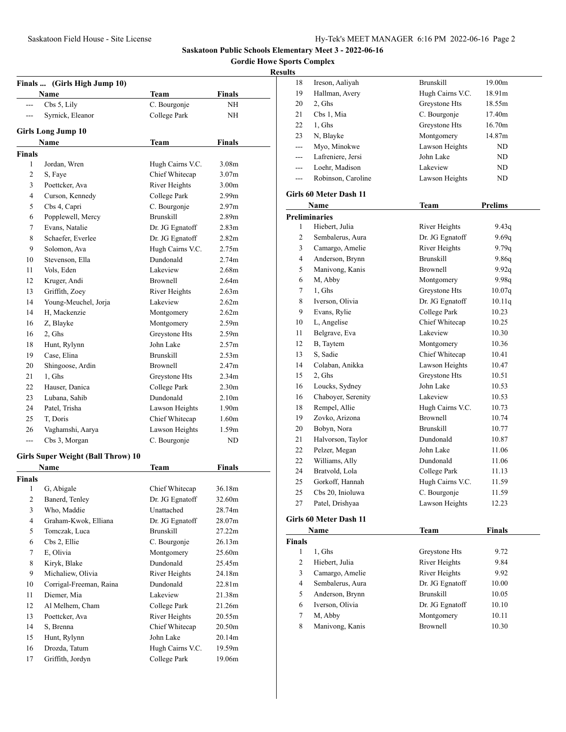## Saskatoon Public Schools Elementary Meet 3 - 2022-06-16

### Gordie Howe Sports Complex

#### Results

**Finals ... (Girls High Jump 10)**

| | Name | Team | Finals |
|---|---|---|---|
| --- | Cbs 5, Lily | C. Bourgonje | NH |
| --- | Syrnick, Eleanor | College Park | NH |

**Girls Long Jump 10**

| | Name | Team | Finals |
|---|---|---|---|
| **Finals** | | | |
| 1 | Jordan, Wren | Hugh Cairns V.C. | 3.08m |
| 2 | S, Faye | Chief Whitecap | 3.07m |
| 3 | Poettcker, Ava | River Heights | 3.00m |
| 4 | Curson, Kennedy | College Park | 2.99m |
| 5 | Cbs 4, Capri | C. Bourgonje | 2.97m |
| 6 | Popplewell, Mercy | Brunskill | 2.89m |
| 7 | Evans, Natalie | Dr. JG Egnatoff | 2.83m |
| 8 | Schaefer, Everlee | Dr. JG Egnatoff | 2.82m |
| 9 | Solomon, Ava | Hugh Cairns V.C. | 2.75m |
| 10 | Stevenson, Ella | Dundonald | 2.74m |
| 11 | Vols, Eden | Lakeview | 2.68m |
| 12 | Kruger, Andi | Brownell | 2.64m |
| 13 | Griffith, Zoey | River Heights | 2.63m |
| 14 | Young-Meuchel, Jorja | Lakeview | 2.62m |
| 14 | H, Mackenzie | Montgomery | 2.62m |
| 16 | Z, Blayke | Montgomery | 2.59m |
| 16 | 2, Ghs | Greystone Hts | 2.59m |
| 18 | Hunt, Rylynn | John Lake | 2.57m |
| 19 | Case, Elina | Brunskill | 2.53m |
| 20 | Shingoose, Ardin | Brownell | 2.47m |
| 21 | 1, Ghs | Greystone Hts | 2.34m |
| 22 | Hauser, Danica | College Park | 2.30m |
| 23 | Lubana, Sahib | Dundonald | 2.10m |
| 24 | Patel, Trisha | Lawson Heights | 1.90m |
| 25 | T, Doris | Chief Whitecap | 1.60m |
| 26 | Vaghamshi, Aarya | Lawson Heights | 1.59m |
| --- | Cbs 3, Morgan | C. Bourgonje | ND |

**Girls Super Weight (Ball Throw) 10**

| | Name | Team | Finals |
|---|---|---|---|
| **Finals** | | | |
| 1 | G, Abigale | Chief Whitecap | 36.18m |
| 2 | Banerd, Tenley | Dr. JG Egnatoff | 32.60m |
| 3 | Who, Maddie | Unattached | 28.74m |
| 4 | Graham-Kwok, Elliana | Dr. JG Egnatoff | 28.07m |
| 5 | Tomczak, Luca | Brunskill | 27.22m |
| 6 | Cbs 2, Ellie | C. Bourgonje | 26.13m |
| 7 | E, Olivia | Montgomery | 25.60m |
| 8 | Kiryk, Blake | Dundonald | 25.45m |
| 9 | Michaliew, Olivia | River Heights | 24.18m |
| 10 | Corrigal-Freeman, Raina | Dundonald | 22.81m |
| 11 | Diemer, Mia | Lakeview | 21.38m |
| 12 | Al Melhem, Cham | College Park | 21.26m |
| 13 | Poettcker, Ava | River Heights | 20.55m |
| 14 | S, Brenna | Chief Whitecap | 20.50m |
| 15 | Hunt, Rylynn | John Lake | 20.14m |
| 16 | Drozda, Tatum | Hugh Cairns V.C. | 19.59m |
| 17 | Griffith, Jordyn | College Park | 19.06m |
| 18 | Ireson, Aaliyah | Brunskill | 19.00m |
| 19 | Hallman, Avery | Hugh Cairns V.C. | 18.91m |
| 20 | 2, Ghs | Greystone Hts | 18.55m |
| 21 | Cbs 1, Mia | C. Bourgonje | 17.40m |
| 22 | 1, Ghs | Greystone Hts | 16.70m |
| 23 | N, Blayke | Montgomery | 14.87m |
| --- | Myo, Minokwe | Lawson Heights | ND |
| --- | Lafreniere, Jersi | John Lake | ND |
| --- | Loehr, Madison | Lakeview | ND |
| --- | Robinson, Caroline | Lawson Heights | ND |

**Girls 60 Meter Dash 11**

| | Name | Team | Prelims |
|---|---|---|---|
| **Preliminaries** | | | |
| 1 | Hiebert, Julia | River Heights | 9.43q |
| 2 | Sembalerus, Aura | Dr. JG Egnatoff | 9.69q |
| 3 | Camargo, Amelie | River Heights | 9.79q |
| 4 | Anderson, Brynn | Brunskill | 9.86q |
| 5 | Manivong, Kanis | Brownell | 9.92q |
| 6 | M, Abby | Montgomery | 9.98q |
| 7 | 1, Ghs | Greystone Hts | 10.07q |
| 8 | Iverson, Olivia | Dr. JG Egnatoff | 10.11q |
| 9 | Evans, Rylie | College Park | 10.23 |
| 10 | L, Angelise | Chief Whitecap | 10.25 |
| 11 | Belgrave, Eva | Lakeview | 10.30 |
| 12 | B, Taytem | Montgomery | 10.36 |
| 13 | S, Sadie | Chief Whitecap | 10.41 |
| 14 | Colaban, Anikka | Lawson Heights | 10.47 |
| 15 | 2, Ghs | Greystone Hts | 10.51 |
| 16 | Loucks, Sydney | John Lake | 10.53 |
| 16 | Chaboyer, Serenity | Lakeview | 10.53 |
| 18 | Rempel, Allie | Hugh Cairns V.C. | 10.73 |
| 19 | Zovko, Arizona | Brownell | 10.74 |
| 20 | Bobyn, Nora | Brunskill | 10.77 |
| 21 | Halvorson, Taylor | Dundonald | 10.87 |
| 22 | Pelzer, Megan | John Lake | 11.06 |
| 22 | Williams, Ally | Dundonald | 11.06 |
| 24 | Bratvold, Lola | College Park | 11.13 |
| 25 | Gorkoff, Hannah | Hugh Cairns V.C. | 11.59 |
| 25 | Cbs 20, Inioluwa | C. Bourgonje | 11.59 |
| 27 | Patel, Drishyaa | Lawson Heights | 12.23 |

**Girls 60 Meter Dash 11**

| | Name | Team | Finals |
|---|---|---|---|
| **Finals** | | | |
| 1 | 1, Ghs | Greystone Hts | 9.72 |
| 2 | Hiebert, Julia | River Heights | 9.84 |
| 3 | Camargo, Amelie | River Heights | 9.92 |
| 4 | Sembalerus, Aura | Dr. JG Egnatoff | 10.00 |
| 5 | Anderson, Brynn | Brunskill | 10.05 |
| 6 | Iverson, Olivia | Dr. JG Egnatoff | 10.10 |
| 7 | M, Abby | Montgomery | 10.11 |
| 8 | Manivong, Kanis | Brownell | 10.30 |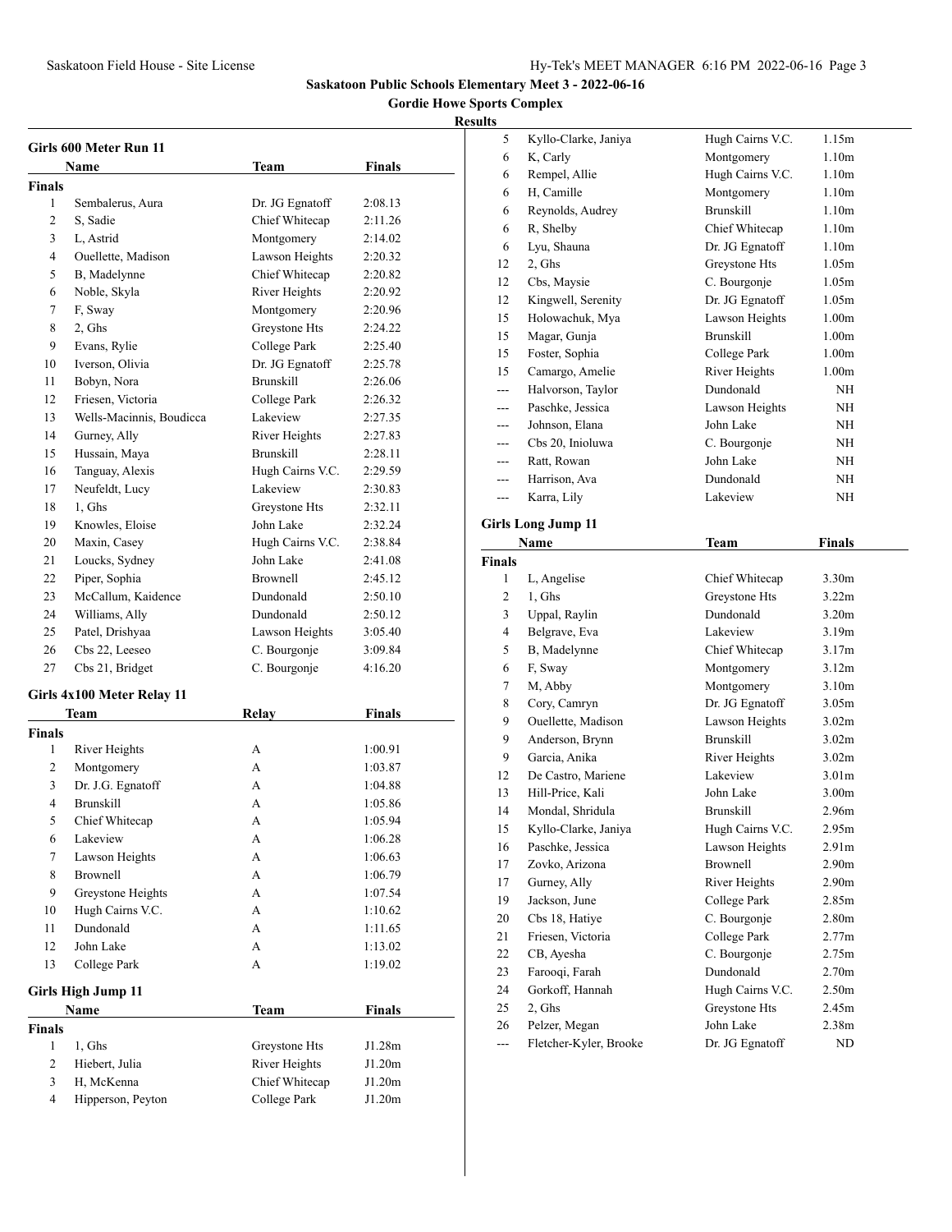## Saskatoon Public Schools Elementary Meet 3 - 2022-06-16

### Gordie Howe Sports Complex

**Results**

### Girls 600 Meter Run 11

| | Name | Team | Finals |
|---|---|---|---|
| **Finals** | | | |
| 1 | Sembalerus, Aura | Dr. JG Egnatoff | 2:08.13 |
| 2 | S, Sadie | Chief Whitecap | 2:11.26 |
| 3 | L, Astrid | Montgomery | 2:14.02 |
| 4 | Ouellette, Madison | Lawson Heights | 2:20.32 |
| 5 | B, Madelynne | Chief Whitecap | 2:20.82 |
| 6 | Noble, Skyla | River Heights | 2:20.92 |
| 7 | F, Sway | Montgomery | 2:20.96 |
| 8 | 2, Ghs | Greystone Hts | 2:24.22 |
| 9 | Evans, Rylie | College Park | 2:25.40 |
| 10 | Iverson, Olivia | Dr. JG Egnatoff | 2:25.78 |
| 11 | Bobyn, Nora | Brunskill | 2:26.06 |
| 12 | Friesen, Victoria | College Park | 2:26.32 |
| 13 | Wells-Macinnis, Boudicca | Lakeview | 2:27.35 |
| 14 | Gurney, Ally | River Heights | 2:27.83 |
| 15 | Hussain, Maya | Brunskill | 2:28.11 |
| 16 | Tanguay, Alexis | Hugh Cairns V.C. | 2:29.59 |
| 17 | Neufeldt, Lucy | Lakeview | 2:30.83 |
| 18 | 1, Ghs | Greystone Hts | 2:32.11 |
| 19 | Knowles, Eloise | John Lake | 2:32.24 |
| 20 | Maxin, Casey | Hugh Cairns V.C. | 2:38.84 |
| 21 | Loucks, Sydney | John Lake | 2:41.08 |
| 22 | Piper, Sophia | Brownell | 2:45.12 |
| 23 | McCallum, Kaidence | Dundonald | 2:50.10 |
| 24 | Williams, Ally | Dundonald | 2:50.12 |
| 25 | Patel, Drishyaa | Lawson Heights | 3:05.40 |
| 26 | Cbs 22, Leeseo | C. Bourgonje | 3:09.84 |
| 27 | Cbs 21, Bridget | C. Bourgonje | 4:16.20 |

### Girls 4x100 Meter Relay 11

| | Team | Relay | Finals |
|---|---|---|---|
| **Finals** | | | |
| 1 | River Heights | A | 1:00.91 |
| 2 | Montgomery | A | 1:03.87 |
| 3 | Dr. J.G. Egnatoff | A | 1:04.88 |
| 4 | Brunskill | A | 1:05.86 |
| 5 | Chief Whitecap | A | 1:05.94 |
| 6 | Lakeview | A | 1:06.28 |
| 7 | Lawson Heights | A | 1:06.63 |
| 8 | Brownell | A | 1:06.79 |
| 9 | Greystone Heights | A | 1:07.54 |
| 10 | Hugh Cairns V.C. | A | 1:10.62 |
| 11 | Dundonald | A | 1:11.65 |
| 12 | John Lake | A | 1:13.02 |
| 13 | College Park | A | 1:19.02 |

### Girls High Jump 11

| | Name | Team | Finals |
|---|---|---|---|
| **Finals** | | | |
| 1 | 1, Ghs | Greystone Hts | J1.28m |
| 2 | Hiebert, Julia | River Heights | J1.20m |
| 3 | H, McKenna | Chief Whitecap | J1.20m |
| 4 | Hipperson, Peyton | College Park | J1.20m |
| 5 | Kyllo-Clarke, Janiya | Hugh Cairns V.C. | 1.15m |
| 6 | K, Carly | Montgomery | 1.10m |
| 6 | Rempel, Allie | Hugh Cairns V.C. | 1.10m |
| 6 | H, Camille | Montgomery | 1.10m |
| 6 | Reynolds, Audrey | Brunskill | 1.10m |
| 6 | R, Shelby | Chief Whitecap | 1.10m |
| 6 | Lyu, Shauna | Dr. JG Egnatoff | 1.10m |
| 12 | 2, Ghs | Greystone Hts | 1.05m |
| 12 | Cbs, Maysie | C. Bourgonje | 1.05m |
| 12 | Kingwell, Serenity | Dr. JG Egnatoff | 1.05m |
| 15 | Holowachuk, Mya | Lawson Heights | 1.00m |
| 15 | Magar, Gunja | Brunskill | 1.00m |
| 15 | Foster, Sophia | College Park | 1.00m |
| 15 | Camargo, Amelie | River Heights | 1.00m |
| --- | Halvorson, Taylor | Dundonald | NH |
| --- | Paschke, Jessica | Lawson Heights | NH |
| --- | Johnson, Elana | John Lake | NH |
| --- | Cbs 20, Inioluwa | C. Bourgonje | NH |
| --- | Ratt, Rowan | John Lake | NH |
| --- | Harrison, Ava | Dundonald | NH |
| --- | Karra, Lily | Lakeview | NH |

### Girls Long Jump 11

| | Name | Team | Finals |
|---|---|---|---|
| **Finals** | | | |
| 1 | L, Angelise | Chief Whitecap | 3.30m |
| 2 | 1, Ghs | Greystone Hts | 3.22m |
| 3 | Uppal, Raylin | Dundonald | 3.20m |
| 4 | Belgrave, Eva | Lakeview | 3.19m |
| 5 | B, Madelynne | Chief Whitecap | 3.17m |
| 6 | F, Sway | Montgomery | 3.12m |
| 7 | M, Abby | Montgomery | 3.10m |
| 8 | Cory, Camryn | Dr. JG Egnatoff | 3.05m |
| 9 | Ouellette, Madison | Lawson Heights | 3.02m |
| 9 | Anderson, Brynn | Brunskill | 3.02m |
| 9 | Garcia, Anika | River Heights | 3.02m |
| 12 | De Castro, Mariene | Lakeview | 3.01m |
| 13 | Hill-Price, Kali | John Lake | 3.00m |
| 14 | Mondal, Shridula | Brunskill | 2.96m |
| 15 | Kyllo-Clarke, Janiya | Hugh Cairns V.C. | 2.95m |
| 16 | Paschke, Jessica | Lawson Heights | 2.91m |
| 17 | Zovko, Arizona | Brownell | 2.90m |
| 17 | Gurney, Ally | River Heights | 2.90m |
| 19 | Jackson, June | College Park | 2.85m |
| 20 | Cbs 18, Hatiye | C. Bourgonje | 2.80m |
| 21 | Friesen, Victoria | College Park | 2.77m |
| 22 | CB, Ayesha | C. Bourgonje | 2.75m |
| 23 | Farooqi, Farah | Dundonald | 2.70m |
| 24 | Gorkoff, Hannah | Hugh Cairns V.C. | 2.50m |
| 25 | 2, Ghs | Greystone Hts | 2.45m |
| 26 | Pelzer, Megan | John Lake | 2.38m |
| --- | Fletcher-Kyler, Brooke | Dr. JG Egnatoff | ND |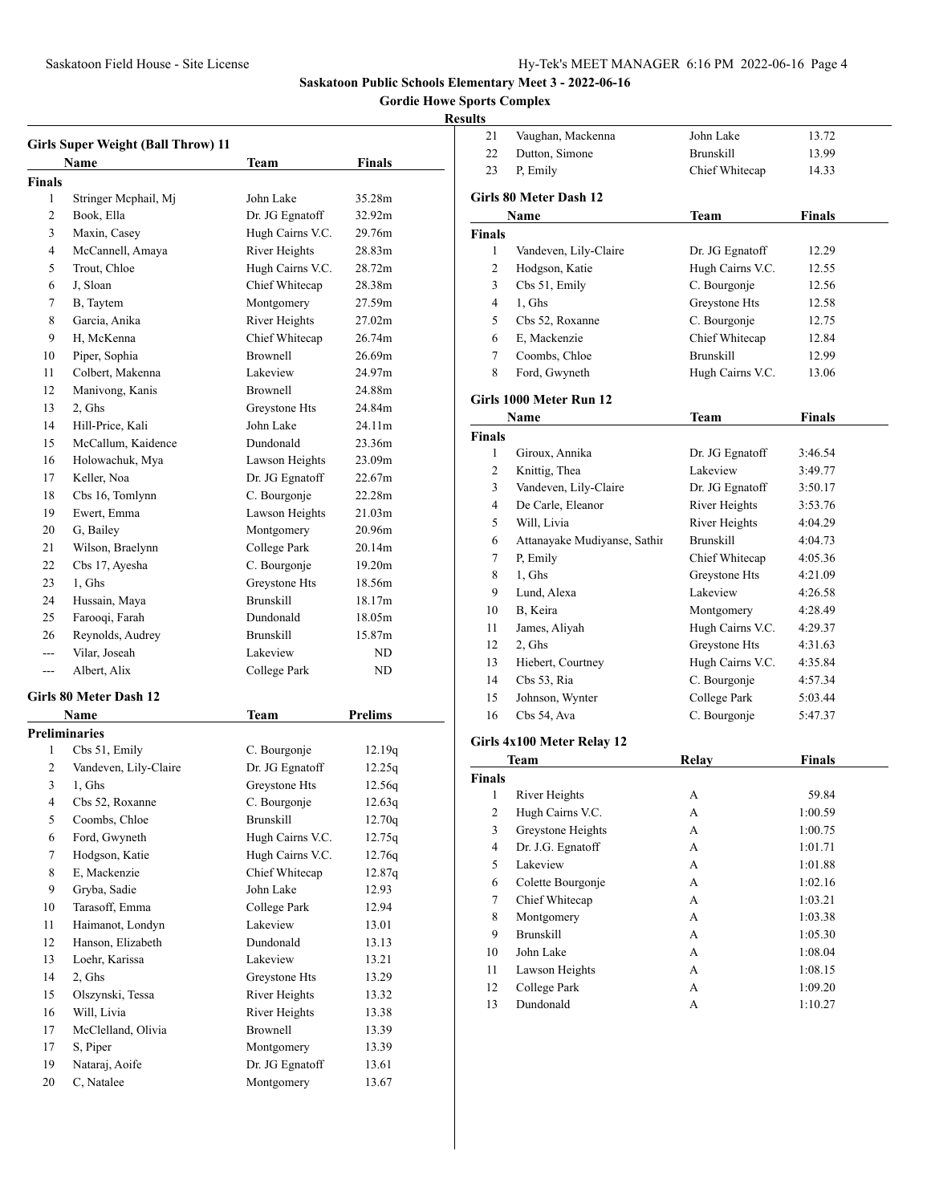# Saskatoon Public Schools Elementary Meet 3 - 2022-06-16

## Gordie Howe Sports Complex

### Results

### Girls Super Weight (Ball Throw) 11

| | Name | Team | Finals |
|---|---|---|---|
| **Finals** | | | |
| 1 | Stringer Mcphail, Mj | John Lake | 35.28m |
| 2 | Book, Ella | Dr. JG Egnatoff | 32.92m |
| 3 | Maxin, Casey | Hugh Cairns V.C. | 29.76m |
| 4 | McCannell, Amaya | River Heights | 28.83m |
| 5 | Trout, Chloe | Hugh Cairns V.C. | 28.72m |
| 6 | J, Sloan | Chief Whitecap | 28.38m |
| 7 | B, Taytem | Montgomery | 27.59m |
| 8 | Garcia, Anika | River Heights | 27.02m |
| 9 | H, McKenna | Chief Whitecap | 26.74m |
| 10 | Piper, Sophia | Brownell | 26.69m |
| 11 | Colbert, Makenna | Lakeview | 24.97m |
| 12 | Manivong, Kanis | Brownell | 24.88m |
| 13 | 2, Ghs | Greystone Hts | 24.84m |
| 14 | Hill-Price, Kali | John Lake | 24.11m |
| 15 | McCallum, Kaidence | Dundonald | 23.36m |
| 16 | Holowachuk, Mya | Lawson Heights | 23.09m |
| 17 | Keller, Noa | Dr. JG Egnatoff | 22.67m |
| 18 | Cbs 16, Tomlynn | C. Bourgonje | 22.28m |
| 19 | Ewert, Emma | Lawson Heights | 21.03m |
| 20 | G, Bailey | Montgomery | 20.96m |
| 21 | Wilson, Braelynn | College Park | 20.14m |
| 22 | Cbs 17, Ayesha | C. Bourgonje | 19.20m |
| 23 | 1, Ghs | Greystone Hts | 18.56m |
| 24 | Hussain, Maya | Brunskill | 18.17m |
| 25 | Farooqi, Farah | Dundonald | 18.05m |
| 26 | Reynolds, Audrey | Brunskill | 15.87m |
| --- | Vilar, Joseah | Lakeview | ND |
| --- | Albert, Alix | College Park | ND |

### Girls 80 Meter Dash 12

| | Name | Team | Prelims |
|---|---|---|---|
| **Preliminaries** | | | |
| 1 | Cbs 51, Emily | C. Bourgonje | 12.19q |
| 2 | Vandeven, Lily-Claire | Dr. JG Egnatoff | 12.25q |
| 3 | 1, Ghs | Greystone Hts | 12.56q |
| 4 | Cbs 52, Roxanne | C. Bourgonje | 12.63q |
| 5 | Coombs, Chloe | Brunskill | 12.70q |
| 6 | Ford, Gwyneth | Hugh Cairns V.C. | 12.75q |
| 7 | Hodgson, Katie | Hugh Cairns V.C. | 12.76q |
| 8 | E, Mackenzie | Chief Whitecap | 12.87q |
| 9 | Gryba, Sadie | John Lake | 12.93 |
| 10 | Tarasoff, Emma | College Park | 12.94 |
| 11 | Haimanot, Londyn | Lakeview | 13.01 |
| 12 | Hanson, Elizabeth | Dundonald | 13.13 |
| 13 | Loehr, Karissa | Lakeview | 13.21 |
| 14 | 2, Ghs | Greystone Hts | 13.29 |
| 15 | Olszynski, Tessa | River Heights | 13.32 |
| 16 | Will, Livia | River Heights | 13.38 |
| 17 | McClelland, Olivia | Brownell | 13.39 |
| 17 | S, Piper | Montgomery | 13.39 |
| 19 | Nataraj, Aoife | Dr. JG Egnatoff | 13.61 |
| 20 | C, Natalee | Montgomery | 13.67 |
| 21 | Vaughan, Mackenna | John Lake | 13.72 |
| 22 | Dutton, Simone | Brunskill | 13.99 |
| 23 | P, Emily | Chief Whitecap | 14.33 |

### Girls 80 Meter Dash 12

| | Name | Team | Finals |
|---|---|---|---|
| **Finals** | | | |
| 1 | Vandeven, Lily-Claire | Dr. JG Egnatoff | 12.29 |
| 2 | Hodgson, Katie | Hugh Cairns V.C. | 12.55 |
| 3 | Cbs 51, Emily | C. Bourgonje | 12.56 |
| 4 | 1, Ghs | Greystone Hts | 12.58 |
| 5 | Cbs 52, Roxanne | C. Bourgonje | 12.75 |
| 6 | E, Mackenzie | Chief Whitecap | 12.84 |
| 7 | Coombs, Chloe | Brunskill | 12.99 |
| 8 | Ford, Gwyneth | Hugh Cairns V.C. | 13.06 |

### Girls 1000 Meter Run 12

| | Name | Team | Finals |
|---|---|---|---|
| **Finals** | | | |
| 1 | Giroux, Annika | Dr. JG Egnatoff | 3:46.54 |
| 2 | Knittig, Thea | Lakeview | 3:49.77 |
| 3 | Vandeven, Lily-Claire | Dr. JG Egnatoff | 3:50.17 |
| 4 | De Carle, Eleanor | River Heights | 3:53.76 |
| 5 | Will, Livia | River Heights | 4:04.29 |
| 6 | Attanayake Mudiyanse, Sathir | Brunskill | 4:04.73 |
| 7 | P, Emily | Chief Whitecap | 4:05.36 |
| 8 | 1, Ghs | Greystone Hts | 4:21.09 |
| 9 | Lund, Alexa | Lakeview | 4:26.58 |
| 10 | B, Keira | Montgomery | 4:28.49 |
| 11 | James, Aliyah | Hugh Cairns V.C. | 4:29.37 |
| 12 | 2, Ghs | Greystone Hts | 4:31.63 |
| 13 | Hiebert, Courtney | Hugh Cairns V.C. | 4:35.84 |
| 14 | Cbs 53, Ria | C. Bourgonje | 4:57.34 |
| 15 | Johnson, Wynter | College Park | 5:03.44 |
| 16 | Cbs 54, Ava | C. Bourgonje | 5:47.37 |

### Girls 4x100 Meter Relay 12

| | Team | Relay | Finals |
|---|---|---|---|
| **Finals** | | | |
| 1 | River Heights | A | 59.84 |
| 2 | Hugh Cairns V.C. | A | 1:00.59 |
| 3 | Greystone Heights | A | 1:00.75 |
| 4 | Dr. J.G. Egnatoff | A | 1:01.71 |
| 5 | Lakeview | A | 1:01.88 |
| 6 | Colette Bourgonje | A | 1:02.16 |
| 7 | Chief Whitecap | A | 1:03.21 |
| 8 | Montgomery | A | 1:03.38 |
| 9 | Brunskill | A | 1:05.30 |
| 10 | John Lake | A | 1:08.04 |
| 11 | Lawson Heights | A | 1:08.15 |
| 12 | College Park | A | 1:09.20 |
| 13 | Dundonald | A | 1:10.27 |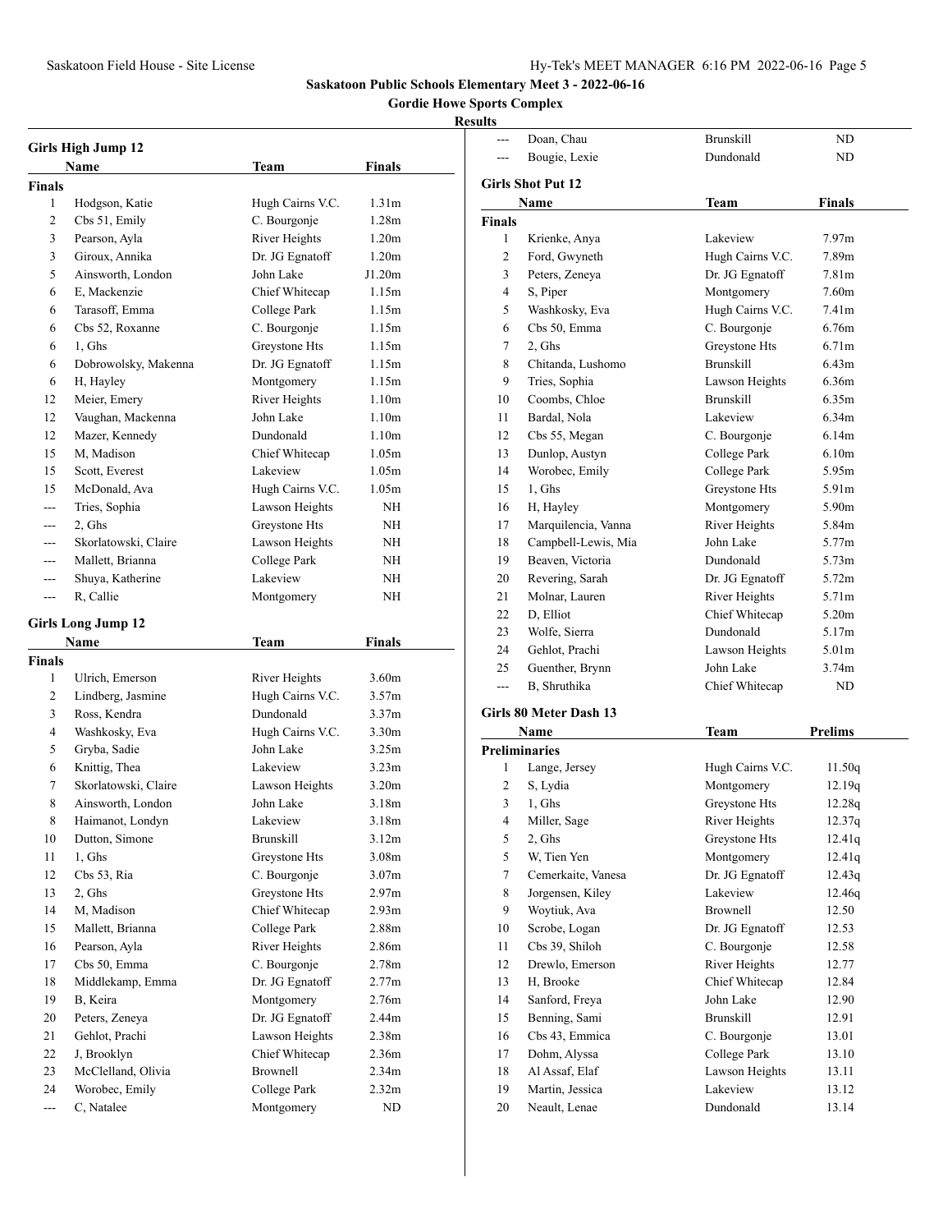## Saskatoon Public Schools Elementary Meet 3 - 2022-06-16

### Gordie Howe Sports Complex

#### Results

### Girls High Jump 12

| | Name | Team | Finals |
|---|---|---|---|
| **Finals** | | | |
| 1 | Hodgson, Katie | Hugh Cairns V.C. | 1.31m |
| 2 | Cbs 51, Emily | C. Bourgonje | 1.28m |
| 3 | Pearson, Ayla | River Heights | 1.20m |
| 3 | Giroux, Annika | Dr. JG Egnatoff | 1.20m |
| 5 | Ainsworth, London | John Lake | J1.20m |
| 6 | E, Mackenzie | Chief Whitecap | 1.15m |
| 6 | Tarasoff, Emma | College Park | 1.15m |
| 6 | Cbs 52, Roxanne | C. Bourgonje | 1.15m |
| 6 | 1, Ghs | Greystone Hts | 1.15m |
| 6 | Dobrowolsky, Makenna | Dr. JG Egnatoff | 1.15m |
| 6 | H, Hayley | Montgomery | 1.15m |
| 12 | Meier, Emery | River Heights | 1.10m |
| 12 | Vaughan, Mackenna | John Lake | 1.10m |
| 12 | Mazer, Kennedy | Dundonald | 1.10m |
| 15 | M, Madison | Chief Whitecap | 1.05m |
| 15 | Scott, Everest | Lakeview | 1.05m |
| 15 | McDonald, Ava | Hugh Cairns V.C. | 1.05m |
| --- | Tries, Sophia | Lawson Heights | NH |
| --- | 2, Ghs | Greystone Hts | NH |
| --- | Skorlatowski, Claire | Lawson Heights | NH |
| --- | Mallett, Brianna | College Park | NH |
| --- | Shuya, Katherine | Lakeview | NH |
| --- | R, Callie | Montgomery | NH |

### Girls Long Jump 12

| | Name | Team | Finals |
|---|---|---|---|
| **Finals** | | | |
| 1 | Ulrich, Emerson | River Heights | 3.60m |
| 2 | Lindberg, Jasmine | Hugh Cairns V.C. | 3.57m |
| 3 | Ross, Kendra | Dundonald | 3.37m |
| 4 | Washkosky, Eva | Hugh Cairns V.C. | 3.30m |
| 5 | Gryba, Sadie | John Lake | 3.25m |
| 6 | Knittig, Thea | Lakeview | 3.23m |
| 7 | Skorlatowski, Claire | Lawson Heights | 3.20m |
| 8 | Ainsworth, London | John Lake | 3.18m |
| 8 | Haimanot, Londyn | Lakeview | 3.18m |
| 10 | Dutton, Simone | Brunskill | 3.12m |
| 11 | 1, Ghs | Greystone Hts | 3.08m |
| 12 | Cbs 53, Ria | C. Bourgonje | 3.07m |
| 13 | 2, Ghs | Greystone Hts | 2.97m |
| 14 | M, Madison | Chief Whitecap | 2.93m |
| 15 | Mallett, Brianna | College Park | 2.88m |
| 16 | Pearson, Ayla | River Heights | 2.86m |
| 17 | Cbs 50, Emma | C. Bourgonje | 2.78m |
| 18 | Middlekamp, Emma | Dr. JG Egnatoff | 2.77m |
| 19 | B, Keira | Montgomery | 2.76m |
| 20 | Peters, Zeneya | Dr. JG Egnatoff | 2.44m |
| 21 | Gehlot, Prachi | Lawson Heights | 2.38m |
| 22 | J, Brooklyn | Chief Whitecap | 2.36m |
| 23 | McClelland, Olivia | Brownell | 2.34m |
| 24 | Worobec, Emily | College Park | 2.32m |
| --- | C, Natalee | Montgomery | ND |
| --- | Doan, Chau | Brunskill | ND |
| --- | Bougie, Lexie | Dundonald | ND |

### Girls Shot Put 12

| | Name | Team | Finals |
|---|---|---|---|
| **Finals** | | | |
| 1 | Krienke, Anya | Lakeview | 7.97m |
| 2 | Ford, Gwyneth | Hugh Cairns V.C. | 7.89m |
| 3 | Peters, Zeneya | Dr. JG Egnatoff | 7.81m |
| 4 | S, Piper | Montgomery | 7.60m |
| 5 | Washkosky, Eva | Hugh Cairns V.C. | 7.41m |
| 6 | Cbs 50, Emma | C. Bourgonje | 6.76m |
| 7 | 2, Ghs | Greystone Hts | 6.71m |
| 8 | Chitanda, Lushomo | Brunskill | 6.43m |
| 9 | Tries, Sophia | Lawson Heights | 6.36m |
| 10 | Coombs, Chloe | Brunskill | 6.35m |
| 11 | Bardal, Nola | Lakeview | 6.34m |
| 12 | Cbs 55, Megan | C. Bourgonje | 6.14m |
| 13 | Dunlop, Austyn | College Park | 6.10m |
| 14 | Worobec, Emily | College Park | 5.95m |
| 15 | 1, Ghs | Greystone Hts | 5.91m |
| 16 | H, Hayley | Montgomery | 5.90m |
| 17 | Marquilencia, Vanna | River Heights | 5.84m |
| 18 | Campbell-Lewis, Mia | John Lake | 5.77m |
| 19 | Beaven, Victoria | Dundonald | 5.73m |
| 20 | Revering, Sarah | Dr. JG Egnatoff | 5.72m |
| 21 | Molnar, Lauren | River Heights | 5.71m |
| 22 | D, Elliot | Chief Whitecap | 5.20m |
| 23 | Wolfe, Sierra | Dundonald | 5.17m |
| 24 | Gehlot, Prachi | Lawson Heights | 5.01m |
| 25 | Guenther, Brynn | John Lake | 3.74m |
| --- | B, Shruthika | Chief Whitecap | ND |

### Girls 80 Meter Dash 13

| | Name | Team | Prelims |
|---|---|---|---|
| **Preliminaries** | | | |
| 1 | Lange, Jersey | Hugh Cairns V.C. | 11.50q |
| 2 | S, Lydia | Montgomery | 12.19q |
| 3 | 1, Ghs | Greystone Hts | 12.28q |
| 4 | Miller, Sage | River Heights | 12.37q |
| 5 | 2, Ghs | Greystone Hts | 12.41q |
| 5 | W, Tien Yen | Montgomery | 12.41q |
| 7 | Cemerkaite, Vanesa | Dr. JG Egnatoff | 12.43q |
| 8 | Jorgensen, Kiley | Lakeview | 12.46q |
| 9 | Woytiuk, Ava | Brownell | 12.50 |
| 10 | Scrobe, Logan | Dr. JG Egnatoff | 12.53 |
| 11 | Cbs 39, Shiloh | C. Bourgonje | 12.58 |
| 12 | Drewlo, Emerson | River Heights | 12.77 |
| 13 | H, Brooke | Chief Whitecap | 12.84 |
| 14 | Sanford, Freya | John Lake | 12.90 |
| 15 | Benning, Sami | Brunskill | 12.91 |
| 16 | Cbs 43, Emmica | C. Bourgonje | 13.01 |
| 17 | Dohm, Alyssa | College Park | 13.10 |
| 18 | Al Assaf, Elaf | Lawson Heights | 13.11 |
| 19 | Martin, Jessica | Lakeview | 13.12 |
| 20 | Neault, Lenae | Dundonald | 13.14 |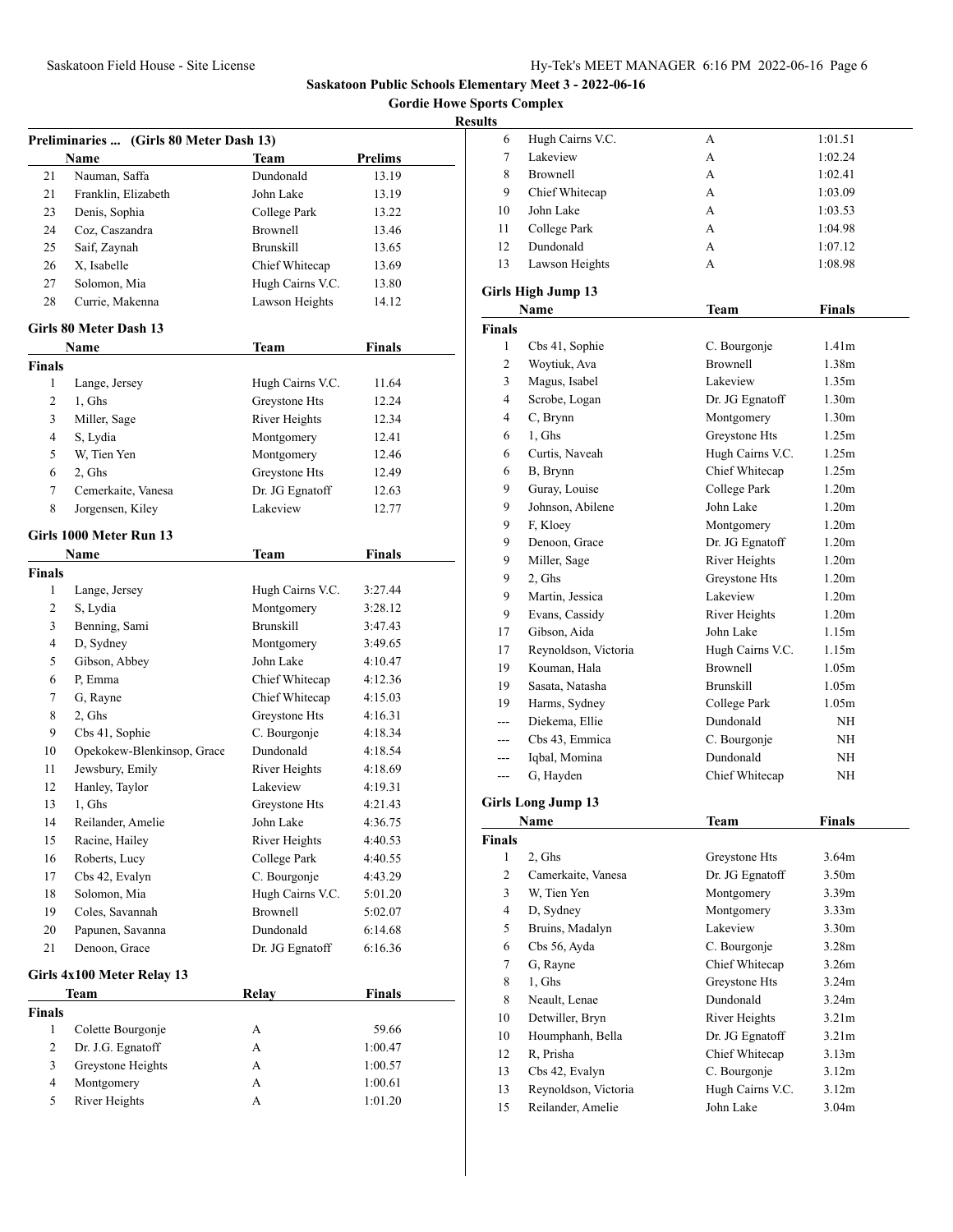## Saskatoon Public Schools Elementary Meet 3 - 2022-06-16

### Gordie Howe Sports Complex

#### Results

**Preliminaries ... (Girls 80 Meter Dash 13)**

| | Name | Team | Prelims |
|---|---|---|---|
| 21 | Nauman, Saffa | Dundonald | 13.19 |
| 21 | Franklin, Elizabeth | John Lake | 13.19 |
| 23 | Denis, Sophia | College Park | 13.22 |
| 24 | Coz, Caszandra | Brownell | 13.46 |
| 25 | Saif, Zaynah | Brunskill | 13.65 |
| 26 | X, Isabelle | Chief Whitecap | 13.69 |
| 27 | Solomon, Mia | Hugh Cairns V.C. | 13.80 |
| 28 | Currie, Makenna | Lawson Heights | 14.12 |

**Girls 80 Meter Dash 13**

| | Name | Team | Finals |
|---|---|---|---|
| **Finals** | | | |
| 1 | Lange, Jersey | Hugh Cairns V.C. | 11.64 |
| 2 | 1, Ghs | Greystone Hts | 12.24 |
| 3 | Miller, Sage | River Heights | 12.34 |
| 4 | S, Lydia | Montgomery | 12.41 |
| 5 | W, Tien Yen | Montgomery | 12.46 |
| 6 | 2, Ghs | Greystone Hts | 12.49 |
| 7 | Cemerkaite, Vanesa | Dr. JG Egnatoff | 12.63 |
| 8 | Jorgensen, Kiley | Lakeview | 12.77 |

**Girls 1000 Meter Run 13**

| | Name | Team | Finals |
|---|---|---|---|
| **Finals** | | | |
| 1 | Lange, Jersey | Hugh Cairns V.C. | 3:27.44 |
| 2 | S, Lydia | Montgomery | 3:28.12 |
| 3 | Benning, Sami | Brunskill | 3:47.43 |
| 4 | D, Sydney | Montgomery | 3:49.65 |
| 5 | Gibson, Abbey | John Lake | 4:10.47 |
| 6 | P, Emma | Chief Whitecap | 4:12.36 |
| 7 | G, Rayne | Chief Whitecap | 4:15.03 |
| 8 | 2, Ghs | Greystone Hts | 4:16.31 |
| 9 | Cbs 41, Sophie | C. Bourgonje | 4:18.34 |
| 10 | Opekokew-Blenkinsop, Grace | Dundonald | 4:18.54 |
| 11 | Jewsbury, Emily | River Heights | 4:18.69 |
| 12 | Hanley, Taylor | Lakeview | 4:19.31 |
| 13 | 1, Ghs | Greystone Hts | 4:21.43 |
| 14 | Reilander, Amelie | John Lake | 4:36.75 |
| 15 | Racine, Hailey | River Heights | 4:40.53 |
| 16 | Roberts, Lucy | College Park | 4:40.55 |
| 17 | Cbs 42, Evalyn | C. Bourgonje | 4:43.29 |
| 18 | Solomon, Mia | Hugh Cairns V.C. | 5:01.20 |
| 19 | Coles, Savannah | Brownell | 5:02.07 |
| 20 | Papunen, Savanna | Dundonald | 6:14.68 |
| 21 | Denoon, Grace | Dr. JG Egnatoff | 6:16.36 |

**Girls 4x100 Meter Relay 13**

| | Team | Relay | Finals |
|---|---|---|---|
| **Finals** | | | |
| 1 | Colette Bourgonje | A | 59.66 |
| 2 | Dr. J.G. Egnatoff | A | 1:00.47 |
| 3 | Greystone Heights | A | 1:00.57 |
| 4 | Montgomery | A | 1:00.61 |
| 5 | River Heights | A | 1:01.20 |
| 6 | Hugh Cairns V.C. | A | 1:01.51 |
| 7 | Lakeview | A | 1:02.24 |
| 8 | Brownell | A | 1:02.41 |
| 9 | Chief Whitecap | A | 1:03.09 |
| 10 | John Lake | A | 1:03.53 |
| 11 | College Park | A | 1:04.98 |
| 12 | Dundonald | A | 1:07.12 |
| 13 | Lawson Heights | A | 1:08.98 |

**Girls High Jump 13**

| | Name | Team | Finals |
|---|---|---|---|
| **Finals** | | | |
| 1 | Cbs 41, Sophie | C. Bourgonje | 1.41m |
| 2 | Woytiuk, Ava | Brownell | 1.38m |
| 3 | Magus, Isabel | Lakeview | 1.35m |
| 4 | Scrobe, Logan | Dr. JG Egnatoff | 1.30m |
| 4 | C, Brynn | Montgomery | 1.30m |
| 6 | 1, Ghs | Greystone Hts | 1.25m |
| 6 | Curtis, Naveah | Hugh Cairns V.C. | 1.25m |
| 6 | B, Brynn | Chief Whitecap | 1.25m |
| 9 | Guray, Louise | College Park | 1.20m |
| 9 | Johnson, Abilene | John Lake | 1.20m |
| 9 | F, Kloey | Montgomery | 1.20m |
| 9 | Denoon, Grace | Dr. JG Egnatoff | 1.20m |
| 9 | Miller, Sage | River Heights | 1.20m |
| 9 | 2, Ghs | Greystone Hts | 1.20m |
| 9 | Martin, Jessica | Lakeview | 1.20m |
| 9 | Evans, Cassidy | River Heights | 1.20m |
| 17 | Gibson, Aida | John Lake | 1.15m |
| 17 | Reynoldson, Victoria | Hugh Cairns V.C. | 1.15m |
| 19 | Kouman, Hala | Brownell | 1.05m |
| 19 | Sasata, Natasha | Brunskill | 1.05m |
| 19 | Harms, Sydney | College Park | 1.05m |
| --- | Diekema, Ellie | Dundonald | NH |
| --- | Cbs 43, Emmica | C. Bourgonje | NH |
| --- | Iqbal, Momina | Dundonald | NH |
| --- | G, Hayden | Chief Whitecap | NH |

**Girls Long Jump 13**

| | Name | Team | Finals |
|---|---|---|---|
| **Finals** | | | |
| 1 | 2, Ghs | Greystone Hts | 3.64m |
| 2 | Camerkaite, Vanesa | Dr. JG Egnatoff | 3.50m |
| 3 | W, Tien Yen | Montgomery | 3.39m |
| 4 | D, Sydney | Montgomery | 3.33m |
| 5 | Bruins, Madalyn | Lakeview | 3.30m |
| 6 | Cbs 56, Ayda | C. Bourgonje | 3.28m |
| 7 | G, Rayne | Chief Whitecap | 3.26m |
| 8 | 1, Ghs | Greystone Hts | 3.24m |
| 8 | Neault, Lenae | Dundonald | 3.24m |
| 10 | Detwiller, Bryn | River Heights | 3.21m |
| 10 | Houmphanh, Bella | Dr. JG Egnatoff | 3.21m |
| 12 | R, Prisha | Chief Whitecap | 3.13m |
| 13 | Cbs 42, Evalyn | C. Bourgonje | 3.12m |
| 13 | Reynoldson, Victoria | Hugh Cairns V.C. | 3.12m |
| 15 | Reilander, Amelie | John Lake | 3.04m |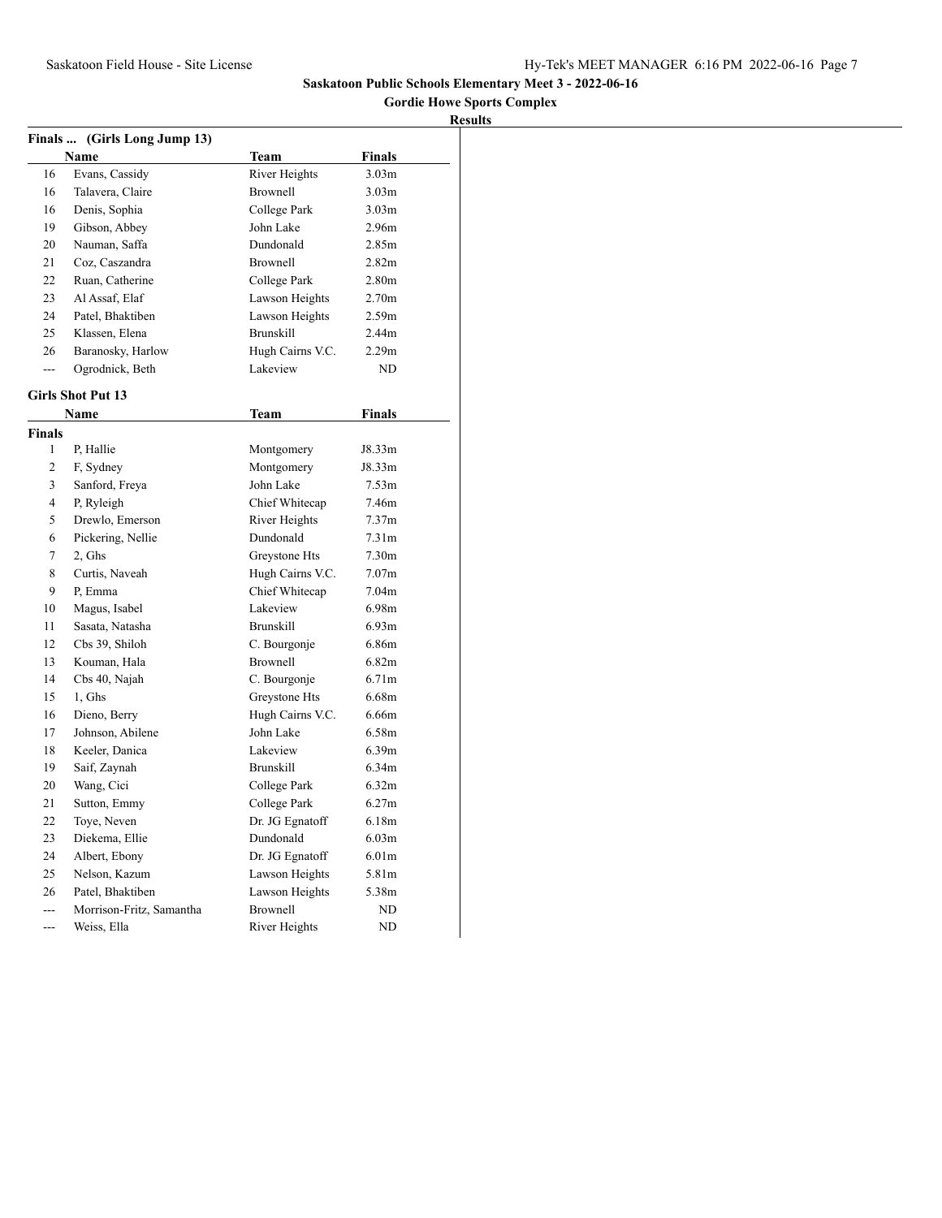## Saskatoon Public Schools Elementary Meet 3 - 2022-06-16

**Gordie Howe Sports Complex**

**Results**

### Finals ... (Girls Long Jump 13)

| | Name | Team | Finals |
|---|---|---|---|
| 16 | Evans, Cassidy | River Heights | 3.03m |
| 16 | Talavera, Claire | Brownell | 3.03m |
| 16 | Denis, Sophia | College Park | 3.03m |
| 19 | Gibson, Abbey | John Lake | 2.96m |
| 20 | Nauman, Saffa | Dundonald | 2.85m |
| 21 | Coz, Caszandra | Brownell | 2.82m |
| 22 | Ruan, Catherine | College Park | 2.80m |
| 23 | Al Assaf, Elaf | Lawson Heights | 2.70m |
| 24 | Patel, Bhaktiben | Lawson Heights | 2.59m |
| 25 | Klassen, Elena | Brunskill | 2.44m |
| 26 | Baranosky, Harlow | Hugh Cairns V.C. | 2.29m |
| --- | Ogrodnick, Beth | Lakeview | ND |

### Girls Shot Put 13

| | Name | Team | Finals |
|---|---|---|---|
| **Finals** | | | |
| 1 | P, Hallie | Montgomery | J8.33m |
| 2 | F, Sydney | Montgomery | J8.33m |
| 3 | Sanford, Freya | John Lake | 7.53m |
| 4 | P, Ryleigh | Chief Whitecap | 7.46m |
| 5 | Drewlo, Emerson | River Heights | 7.37m |
| 6 | Pickering, Nellie | Dundonald | 7.31m |
| 7 | 2, Ghs | Greystone Hts | 7.30m |
| 8 | Curtis, Naveah | Hugh Cairns V.C. | 7.07m |
| 9 | P, Emma | Chief Whitecap | 7.04m |
| 10 | Magus, Isabel | Lakeview | 6.98m |
| 11 | Sasata, Natasha | Brunskill | 6.93m |
| 12 | Cbs 39, Shiloh | C. Bourgonje | 6.86m |
| 13 | Kouman, Hala | Brownell | 6.82m |
| 14 | Cbs 40, Najah | C. Bourgonje | 6.71m |
| 15 | 1, Ghs | Greystone Hts | 6.68m |
| 16 | Dieno, Berry | Hugh Cairns V.C. | 6.66m |
| 17 | Johnson, Abilene | John Lake | 6.58m |
| 18 | Keeler, Danica | Lakeview | 6.39m |
| 19 | Saif, Zaynah | Brunskill | 6.34m |
| 20 | Wang, Cici | College Park | 6.32m |
| 21 | Sutton, Emmy | College Park | 6.27m |
| 22 | Toye, Neven | Dr. JG Egnatoff | 6.18m |
| 23 | Diekema, Ellie | Dundonald | 6.03m |
| 24 | Albert, Ebony | Dr. JG Egnatoff | 6.01m |
| 25 | Nelson, Kazum | Lawson Heights | 5.81m |
| 26 | Patel, Bhaktiben | Lawson Heights | 5.38m |
| --- | Morrison-Fritz, Samantha | Brownell | ND |
| --- | Weiss, Ella | River Heights | ND |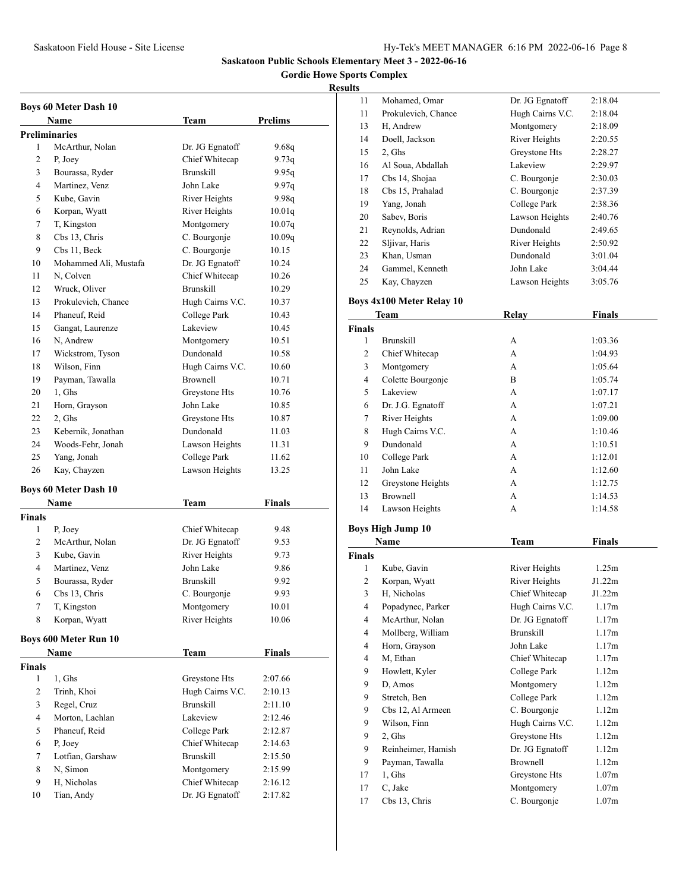# Saskatoon Public Schools Elementary Meet 3 - 2022-06-16

## Gordie Howe Sports Complex

### Results

#### Boys 60 Meter Dash 10

| | Name | Team | Prelims |
|---|---|---|---|
| **Preliminaries** | | | |
| 1 | McArthur, Nolan | Dr. JG Egnatoff | 9.68q |
| 2 | P, Joey | Chief Whitecap | 9.73q |
| 3 | Bourassa, Ryder | Brunskill | 9.95q |
| 4 | Martinez, Venz | John Lake | 9.97q |
| 5 | Kube, Gavin | River Heights | 9.98q |
| 6 | Korpan, Wyatt | River Heights | 10.01q |
| 7 | T, Kingston | Montgomery | 10.07q |
| 8 | Cbs 13, Chris | C. Bourgonje | 10.09q |
| 9 | Cbs 11, Beck | C. Bourgonje | 10.15 |
| 10 | Mohammed Ali, Mustafa | Dr. JG Egnatoff | 10.24 |
| 11 | N, Colven | Chief Whitecap | 10.26 |
| 12 | Wruck, Oliver | Brunskill | 10.29 |
| 13 | Prokulevich, Chance | Hugh Cairns V.C. | 10.37 |
| 14 | Phaneuf, Reid | College Park | 10.43 |
| 15 | Gangat, Laurenze | Lakeview | 10.45 |
| 16 | N, Andrew | Montgomery | 10.51 |
| 17 | Wickstrom, Tyson | Dundonald | 10.58 |
| 18 | Wilson, Finn | Hugh Cairns V.C. | 10.60 |
| 19 | Payman, Tawalla | Brownell | 10.71 |
| 20 | 1, Ghs | Greystone Hts | 10.76 |
| 21 | Horn, Grayson | John Lake | 10.85 |
| 22 | 2, Ghs | Greystone Hts | 10.87 |
| 23 | Kebernik, Jonathan | Dundonald | 11.03 |
| 24 | Woods-Fehr, Jonah | Lawson Heights | 11.31 |
| 25 | Yang, Jonah | College Park | 11.62 |
| 26 | Kay, Chayzen | Lawson Heights | 13.25 |

#### Boys 60 Meter Dash 10

| | Name | Team | Finals |
|---|---|---|---|
| **Finals** | | | |
| 1 | P, Joey | Chief Whitecap | 9.48 |
| 2 | McArthur, Nolan | Dr. JG Egnatoff | 9.53 |
| 3 | Kube, Gavin | River Heights | 9.73 |
| 4 | Martinez, Venz | John Lake | 9.86 |
| 5 | Bourassa, Ryder | Brunskill | 9.92 |
| 6 | Cbs 13, Chris | C. Bourgonje | 9.93 |
| 7 | T, Kingston | Montgomery | 10.01 |
| 8 | Korpan, Wyatt | River Heights | 10.06 |

#### Boys 600 Meter Run 10

| | Name | Team | Finals |
|---|---|---|---|
| **Finals** | | | |
| 1 | 1, Ghs | Greystone Hts | 2:07.66 |
| 2 | Trinh, Khoi | Hugh Cairns V.C. | 2:10.13 |
| 3 | Regel, Cruz | Brunskill | 2:11.10 |
| 4 | Morton, Lachlan | Lakeview | 2:12.46 |
| 5 | Phaneuf, Reid | College Park | 2:12.87 |
| 6 | P, Joey | Chief Whitecap | 2:14.63 |
| 7 | Lotfian, Garshaw | Brunskill | 2:15.50 |
| 8 | N, Simon | Montgomery | 2:15.99 |
| 9 | H, Nicholas | Chief Whitecap | 2:16.12 |
| 10 | Tian, Andy | Dr. JG Egnatoff | 2:17.82 |
| 11 | Mohamed, Omar | Dr. JG Egnatoff | 2:18.04 |
| 11 | Prokulevich, Chance | Hugh Cairns V.C. | 2:18.04 |
| 13 | H, Andrew | Montgomery | 2:18.09 |
| 14 | Doell, Jackson | River Heights | 2:20.55 |
| 15 | 2, Ghs | Greystone Hts | 2:28.27 |
| 16 | Al Soua, Abdallah | Lakeview | 2:29.97 |
| 17 | Cbs 14, Shojaa | C. Bourgonje | 2:30.03 |
| 18 | Cbs 15, Prahalad | C. Bourgonje | 2:37.39 |
| 19 | Yang, Jonah | College Park | 2:38.36 |
| 20 | Sabev, Boris | Lawson Heights | 2:40.76 |
| 21 | Reynolds, Adrian | Dundonald | 2:49.65 |
| 22 | Sljivar, Haris | River Heights | 2:50.92 |
| 23 | Khan, Usman | Dundonald | 3:01.04 |
| 24 | Gammel, Kenneth | John Lake | 3:04.44 |
| 25 | Kay, Chayzen | Lawson Heights | 3:05.76 |

#### Boys 4x100 Meter Relay 10

| | Team | Relay | Finals |
|---|---|---|---|
| **Finals** | | | |
| 1 | Brunskill | A | 1:03.36 |
| 2 | Chief Whitecap | A | 1:04.93 |
| 3 | Montgomery | A | 1:05.64 |
| 4 | Colette Bourgonje | B | 1:05.74 |
| 5 | Lakeview | A | 1:07.17 |
| 6 | Dr. J.G. Egnatoff | A | 1:07.21 |
| 7 | River Heights | A | 1:09.00 |
| 8 | Hugh Cairns V.C. | A | 1:10.46 |
| 9 | Dundonald | A | 1:10.51 |
| 10 | College Park | A | 1:12.01 |
| 11 | John Lake | A | 1:12.60 |
| 12 | Greystone Heights | A | 1:12.75 |
| 13 | Brownell | A | 1:14.53 |
| 14 | Lawson Heights | A | 1:14.58 |

#### Boys High Jump 10

| | Name | Team | Finals |
|---|---|---|---|
| **Finals** | | | |
| 1 | Kube, Gavin | River Heights | 1.25m |
| 2 | Korpan, Wyatt | River Heights | J1.22m |
| 3 | H, Nicholas | Chief Whitecap | J1.22m |
| 4 | Popadynec, Parker | Hugh Cairns V.C. | 1.17m |
| 4 | McArthur, Nolan | Dr. JG Egnatoff | 1.17m |
| 4 | Mollberg, William | Brunskill | 1.17m |
| 4 | Horn, Grayson | John Lake | 1.17m |
| 4 | M, Ethan | Chief Whitecap | 1.17m |
| 9 | Howlett, Kyler | College Park | 1.12m |
| 9 | D, Amos | Montgomery | 1.12m |
| 9 | Stretch, Ben | College Park | 1.12m |
| 9 | Cbs 12, Al Armeen | C. Bourgonje | 1.12m |
| 9 | Wilson, Finn | Hugh Cairns V.C. | 1.12m |
| 9 | 2, Ghs | Greystone Hts | 1.12m |
| 9 | Reinheimer, Hamish | Dr. JG Egnatoff | 1.12m |
| 9 | Payman, Tawalla | Brownell | 1.12m |
| 17 | 1, Ghs | Greystone Hts | 1.07m |
| 17 | C, Jake | Montgomery | 1.07m |
| 17 | Cbs 13, Chris | C. Bourgonje | 1.07m |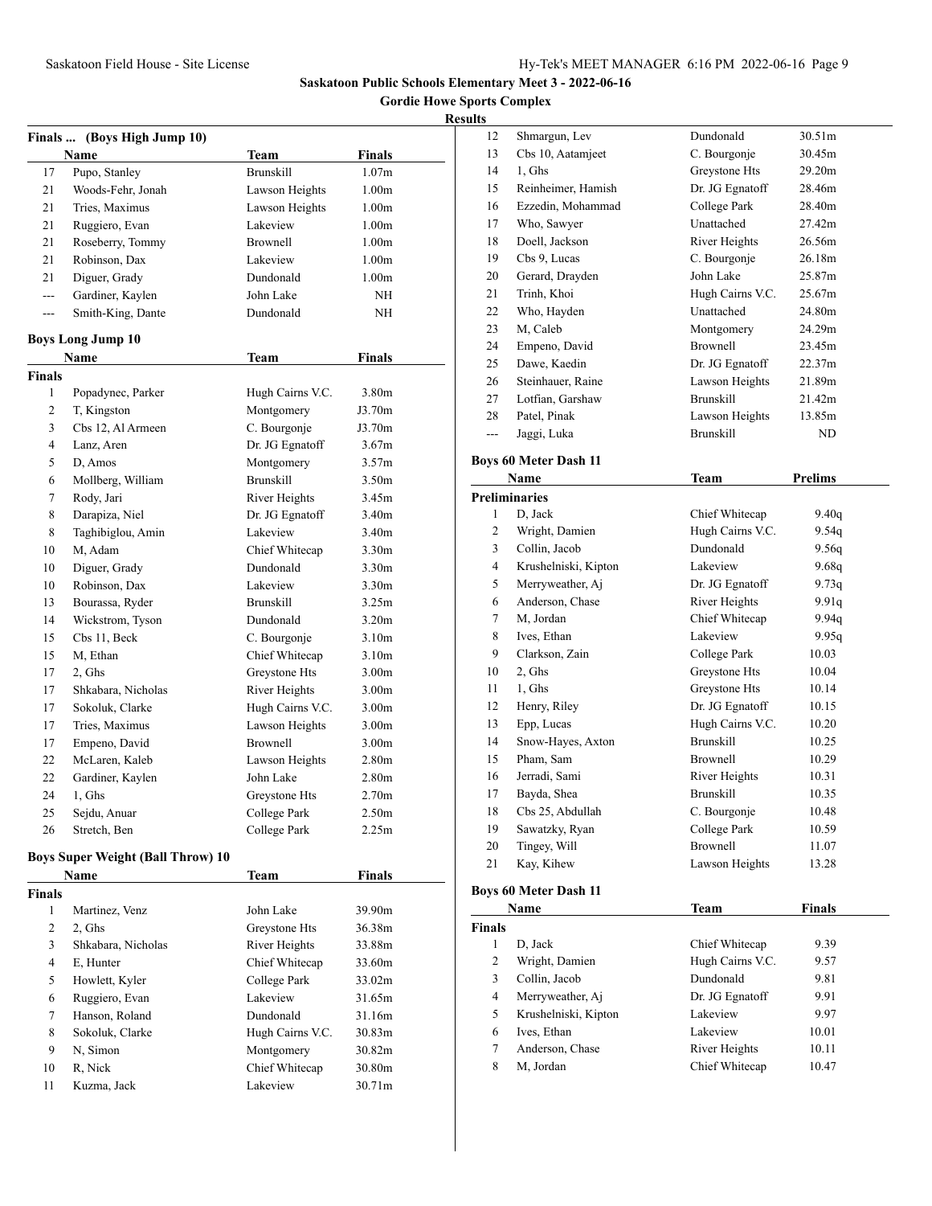## Saskatoon Public Schools Elementary Meet 3 - 2022-06-16

### Gordie Howe Sports Complex

**Results**

### Finals ... (Boys High Jump 10)

| | Name | Team | Finals |
|---|---|---|---|
| 17 | Pupo, Stanley | Brunskill | 1.07m |
| 21 | Woods-Fehr, Jonah | Lawson Heights | 1.00m |
| 21 | Tries, Maximus | Lawson Heights | 1.00m |
| 21 | Ruggiero, Evan | Lakeview | 1.00m |
| 21 | Roseberry, Tommy | Brownell | 1.00m |
| 21 | Robinson, Dax | Lakeview | 1.00m |
| 21 | Diguer, Grady | Dundonald | 1.00m |
| --- | Gardiner, Kaylen | John Lake | NH |
| --- | Smith-King, Dante | Dundonald | NH |

### Boys Long Jump 10

| | Name | Team | Finals |
|---|---|---|---|
| **Finals** | | | |
| 1 | Popadynec, Parker | Hugh Cairns V.C. | 3.80m |
| 2 | T, Kingston | Montgomery | J3.70m |
| 3 | Cbs 12, Al Armeen | C. Bourgonje | J3.70m |
| 4 | Lanz, Aren | Dr. JG Egnatoff | 3.67m |
| 5 | D, Amos | Montgomery | 3.57m |
| 6 | Mollberg, William | Brunskill | 3.50m |
| 7 | Rody, Jari | River Heights | 3.45m |
| 8 | Darapiza, Niel | Dr. JG Egnatoff | 3.40m |
| 8 | Taghibiglou, Amin | Lakeview | 3.40m |
| 10 | M, Adam | Chief Whitecap | 3.30m |
| 10 | Diguer, Grady | Dundonald | 3.30m |
| 10 | Robinson, Dax | Lakeview | 3.30m |
| 13 | Bourassa, Ryder | Brunskill | 3.25m |
| 14 | Wickstrom, Tyson | Dundonald | 3.20m |
| 15 | Cbs 11, Beck | C. Bourgonje | 3.10m |
| 15 | M, Ethan | Chief Whitecap | 3.10m |
| 17 | 2, Ghs | Greystone Hts | 3.00m |
| 17 | Shkabara, Nicholas | River Heights | 3.00m |
| 17 | Sokoluk, Clarke | Hugh Cairns V.C. | 3.00m |
| 17 | Tries, Maximus | Lawson Heights | 3.00m |
| 17 | Empeno, David | Brownell | 3.00m |
| 22 | McLaren, Kaleb | Lawson Heights | 2.80m |
| 22 | Gardiner, Kaylen | John Lake | 2.80m |
| 24 | 1, Ghs | Greystone Hts | 2.70m |
| 25 | Sejdu, Anuar | College Park | 2.50m |
| 26 | Stretch, Ben | College Park | 2.25m |

### Boys Super Weight (Ball Throw) 10

| | Name | Team | Finals |
|---|---|---|---|
| **Finals** | | | |
| 1 | Martinez, Venz | John Lake | 39.90m |
| 2 | 2, Ghs | Greystone Hts | 36.38m |
| 3 | Shkabara, Nicholas | River Heights | 33.88m |
| 4 | E, Hunter | Chief Whitecap | 33.60m |
| 5 | Howlett, Kyler | College Park | 33.02m |
| 6 | Ruggiero, Evan | Lakeview | 31.65m |
| 7 | Hanson, Roland | Dundonald | 31.16m |
| 8 | Sokoluk, Clarke | Hugh Cairns V.C. | 30.83m |
| 9 | N, Simon | Montgomery | 30.82m |
| 10 | R, Nick | Chief Whitecap | 30.80m |
| 11 | Kuzma, Jack | Lakeview | 30.71m |
| 12 | Shmargun, Lev | Dundonald | 30.51m |
| 13 | Cbs 10, Aatamjeet | C. Bourgonje | 30.45m |
| 14 | 1, Ghs | Greystone Hts | 29.20m |
| 15 | Reinheimer, Hamish | Dr. JG Egnatoff | 28.46m |
| 16 | Ezzedin, Mohammad | College Park | 28.40m |
| 17 | Who, Sawyer | Unattached | 27.42m |
| 18 | Doell, Jackson | River Heights | 26.56m |
| 19 | Cbs 9, Lucas | C. Bourgonje | 26.18m |
| 20 | Gerard, Drayden | John Lake | 25.87m |
| 21 | Trinh, Khoi | Hugh Cairns V.C. | 25.67m |
| 22 | Who, Hayden | Unattached | 24.80m |
| 23 | M, Caleb | Montgomery | 24.29m |
| 24 | Empeno, David | Brownell | 23.45m |
| 25 | Dawe, Kaedin | Dr. JG Egnatoff | 22.37m |
| 26 | Steinhauer, Raine | Lawson Heights | 21.89m |
| 27 | Lotfian, Garshaw | Brunskill | 21.42m |
| 28 | Patel, Pinak | Lawson Heights | 13.85m |
| --- | Jaggi, Luka | Brunskill | ND |

### Boys 60 Meter Dash 11

| | Name | Team | Prelims |
|---|---|---|---|
| **Preliminaries** | | | |
| 1 | D, Jack | Chief Whitecap | 9.40q |
| 2 | Wright, Damien | Hugh Cairns V.C. | 9.54q |
| 3 | Collin, Jacob | Dundonald | 9.56q |
| 4 | Krushelniski, Kipton | Lakeview | 9.68q |
| 5 | Merryweather, Aj | Dr. JG Egnatoff | 9.73q |
| 6 | Anderson, Chase | River Heights | 9.91q |
| 7 | M, Jordan | Chief Whitecap | 9.94q |
| 8 | Ives, Ethan | Lakeview | 9.95q |
| 9 | Clarkson, Zain | College Park | 10.03 |
| 10 | 2, Ghs | Greystone Hts | 10.04 |
| 11 | 1, Ghs | Greystone Hts | 10.14 |
| 12 | Henry, Riley | Dr. JG Egnatoff | 10.15 |
| 13 | Epp, Lucas | Hugh Cairns V.C. | 10.20 |
| 14 | Snow-Hayes, Axton | Brunskill | 10.25 |
| 15 | Pham, Sam | Brownell | 10.29 |
| 16 | Jerradi, Sami | River Heights | 10.31 |
| 17 | Bayda, Shea | Brunskill | 10.35 |
| 18 | Cbs 25, Abdullah | C. Bourgonje | 10.48 |
| 19 | Sawatzky, Ryan | College Park | 10.59 |
| 20 | Tingey, Will | Brownell | 11.07 |
| 21 | Kay, Kihew | Lawson Heights | 13.28 |

### Boys 60 Meter Dash 11

| | Name | Team | Finals |
|---|---|---|---|
| **Finals** | | | |
| 1 | D, Jack | Chief Whitecap | 9.39 |
| 2 | Wright, Damien | Hugh Cairns V.C. | 9.57 |
| 3 | Collin, Jacob | Dundonald | 9.81 |
| 4 | Merryweather, Aj | Dr. JG Egnatoff | 9.91 |
| 5 | Krushelniski, Kipton | Lakeview | 9.97 |
| 6 | Ives, Ethan | Lakeview | 10.01 |
| 7 | Anderson, Chase | River Heights | 10.11 |
| 8 | M, Jordan | Chief Whitecap | 10.47 |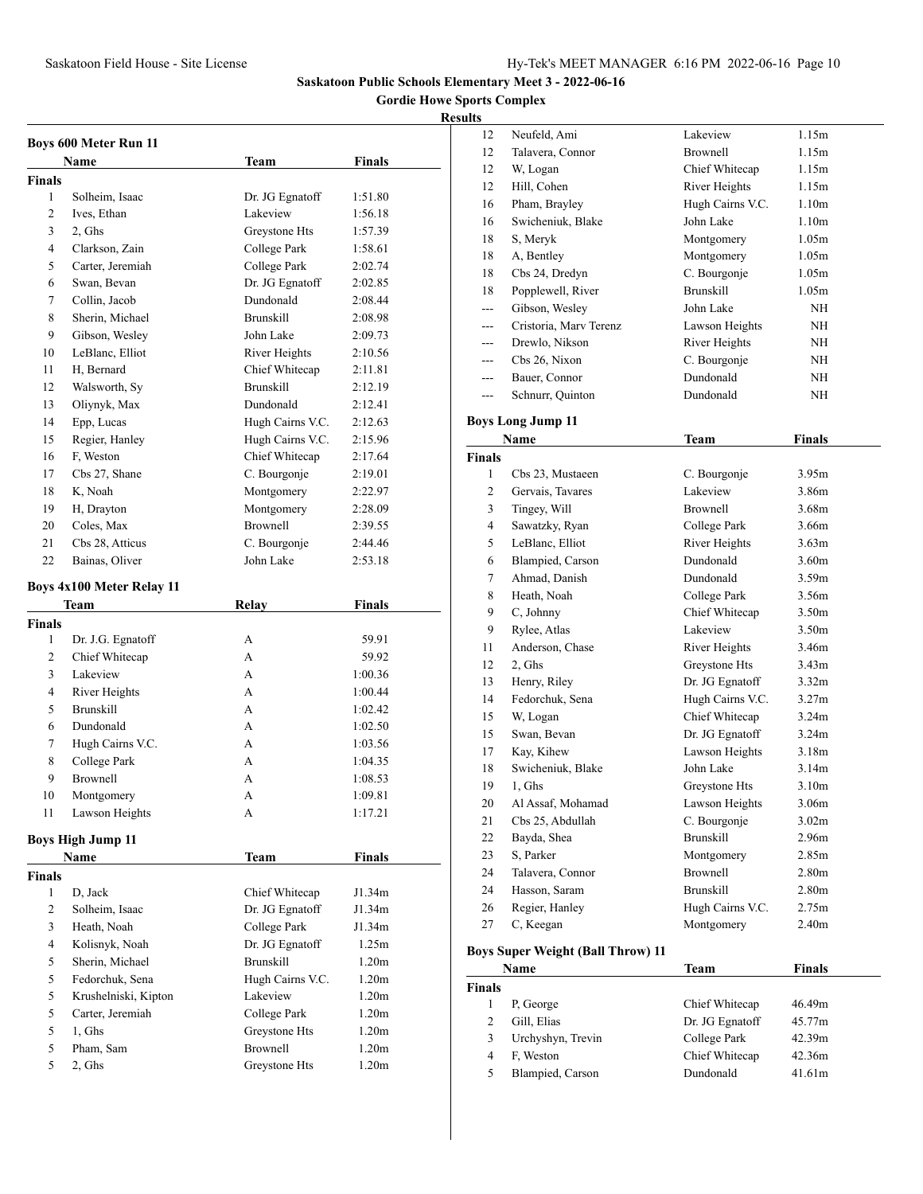# Saskatoon Public Schools Elementary Meet 3 - 2022-06-16

## Gordie Howe Sports Complex

### Results

### Boys 600 Meter Run 11

| | Name | Team | Finals |
|---|---|---|---|
| **Finals** | | | |
| 1 | Solheim, Isaac | Dr. JG Egnatoff | 1:51.80 |
| 2 | Ives, Ethan | Lakeview | 1:56.18 |
| 3 | 2, Ghs | Greystone Hts | 1:57.39 |
| 4 | Clarkson, Zain | College Park | 1:58.61 |
| 5 | Carter, Jeremiah | College Park | 2:02.74 |
| 6 | Swan, Bevan | Dr. JG Egnatoff | 2:02.85 |
| 7 | Collin, Jacob | Dundonald | 2:08.44 |
| 8 | Sherin, Michael | Brunskill | 2:08.98 |
| 9 | Gibson, Wesley | John Lake | 2:09.73 |
| 10 | LeBlanc, Elliot | River Heights | 2:10.56 |
| 11 | H, Bernard | Chief Whitecap | 2:11.81 |
| 12 | Walsworth, Sy | Brunskill | 2:12.19 |
| 13 | Oliynyk, Max | Dundonald | 2:12.41 |
| 14 | Epp, Lucas | Hugh Cairns V.C. | 2:12.63 |
| 15 | Regier, Hanley | Hugh Cairns V.C. | 2:15.96 |
| 16 | F, Weston | Chief Whitecap | 2:17.64 |
| 17 | Cbs 27, Shane | C. Bourgonje | 2:19.01 |
| 18 | K, Noah | Montgomery | 2:22.97 |
| 19 | H, Drayton | Montgomery | 2:28.09 |
| 20 | Coles, Max | Brownell | 2:39.55 |
| 21 | Cbs 28, Atticus | C. Bourgonje | 2:44.46 |
| 22 | Bainas, Oliver | John Lake | 2:53.18 |

### Boys 4x100 Meter Relay 11

| | Team | Relay | Finals |
|---|---|---|---|
| **Finals** | | | |
| 1 | Dr. J.G. Egnatoff | A | 59.91 |
| 2 | Chief Whitecap | A | 59.92 |
| 3 | Lakeview | A | 1:00.36 |
| 4 | River Heights | A | 1:00.44 |
| 5 | Brunskill | A | 1:02.42 |
| 6 | Dundonald | A | 1:02.50 |
| 7 | Hugh Cairns V.C. | A | 1:03.56 |
| 8 | College Park | A | 1:04.35 |
| 9 | Brownell | A | 1:08.53 |
| 10 | Montgomery | A | 1:09.81 |
| 11 | Lawson Heights | A | 1:17.21 |

### Boys High Jump 11

| | Name | Team | Finals |
|---|---|---|---|
| **Finals** | | | |
| 1 | D, Jack | Chief Whitecap | J1.34m |
| 2 | Solheim, Isaac | Dr. JG Egnatoff | J1.34m |
| 3 | Heath, Noah | College Park | J1.34m |
| 4 | Kolisnyk, Noah | Dr. JG Egnatoff | 1.25m |
| 5 | Sherin, Michael | Brunskill | 1.20m |
| 5 | Fedorchuk, Sena | Hugh Cairns V.C. | 1.20m |
| 5 | Krushelniski, Kipton | Lakeview | 1.20m |
| 5 | Carter, Jeremiah | College Park | 1.20m |
| 5 | 1, Ghs | Greystone Hts | 1.20m |
| 5 | Pham, Sam | Brownell | 1.20m |
| 5 | 2, Ghs | Greystone Hts | 1.20m |
| 12 | Neufeld, Ami | Lakeview | 1.15m |
| 12 | Talavera, Connor | Brownell | 1.15m |
| 12 | W, Logan | Chief Whitecap | 1.15m |
| 12 | Hill, Cohen | River Heights | 1.15m |
| 16 | Pham, Brayley | Hugh Cairns V.C. | 1.10m |
| 16 | Swicheniuk, Blake | John Lake | 1.10m |
| 18 | S, Meryk | Montgomery | 1.05m |
| 18 | A, Bentley | Montgomery | 1.05m |
| 18 | Cbs 24, Dredyn | C. Bourgonje | 1.05m |
| 18 | Popplewell, River | Brunskill | 1.05m |
| --- | Gibson, Wesley | John Lake | NH |
| --- | Cristoria, Marv Terenz | Lawson Heights | NH |
| --- | Drewlo, Nikson | River Heights | NH |
| --- | Cbs 26, Nixon | C. Bourgonje | NH |
| --- | Bauer, Connor | Dundonald | NH |
| --- | Schnurr, Quinton | Dundonald | NH |

### Boys Long Jump 11

| | Name | Team | Finals |
|---|---|---|---|
| **Finals** | | | |
| 1 | Cbs 23, Mustaeen | C. Bourgonje | 3.95m |
| 2 | Gervais, Tavares | Lakeview | 3.86m |
| 3 | Tingey, Will | Brownell | 3.68m |
| 4 | Sawatzky, Ryan | College Park | 3.66m |
| 5 | LeBlanc, Elliot | River Heights | 3.63m |
| 6 | Blampied, Carson | Dundonald | 3.60m |
| 7 | Ahmad, Danish | Dundonald | 3.59m |
| 8 | Heath, Noah | College Park | 3.56m |
| 9 | C, Johnny | Chief Whitecap | 3.50m |
| 9 | Rylee, Atlas | Lakeview | 3.50m |
| 11 | Anderson, Chase | River Heights | 3.46m |
| 12 | 2, Ghs | Greystone Hts | 3.43m |
| 13 | Henry, Riley | Dr. JG Egnatoff | 3.32m |
| 14 | Fedorchuk, Sena | Hugh Cairns V.C. | 3.27m |
| 15 | W, Logan | Chief Whitecap | 3.24m |
| 15 | Swan, Bevan | Dr. JG Egnatoff | 3.24m |
| 17 | Kay, Kihew | Lawson Heights | 3.18m |
| 18 | Swicheniuk, Blake | John Lake | 3.14m |
| 19 | 1, Ghs | Greystone Hts | 3.10m |
| 20 | Al Assaf, Mohamad | Lawson Heights | 3.06m |
| 21 | Cbs 25, Abdullah | C. Bourgonje | 3.02m |
| 22 | Bayda, Shea | Brunskill | 2.96m |
| 23 | S, Parker | Montgomery | 2.85m |
| 24 | Talavera, Connor | Brownell | 2.80m |
| 24 | Hasson, Saram | Brunskill | 2.80m |
| 26 | Regier, Hanley | Hugh Cairns V.C. | 2.75m |
| 27 | C, Keegan | Montgomery | 2.40m |

### Boys Super Weight (Ball Throw) 11

| | Name | Team | Finals |
|---|---|---|---|
| **Finals** | | | |
| 1 | P, George | Chief Whitecap | 46.49m |
| 2 | Gill, Elias | Dr. JG Egnatoff | 45.77m |
| 3 | Urchyshyn, Trevin | College Park | 42.39m |
| 4 | F, Weston | Chief Whitecap | 42.36m |
| 5 | Blampied, Carson | Dundonald | 41.61m |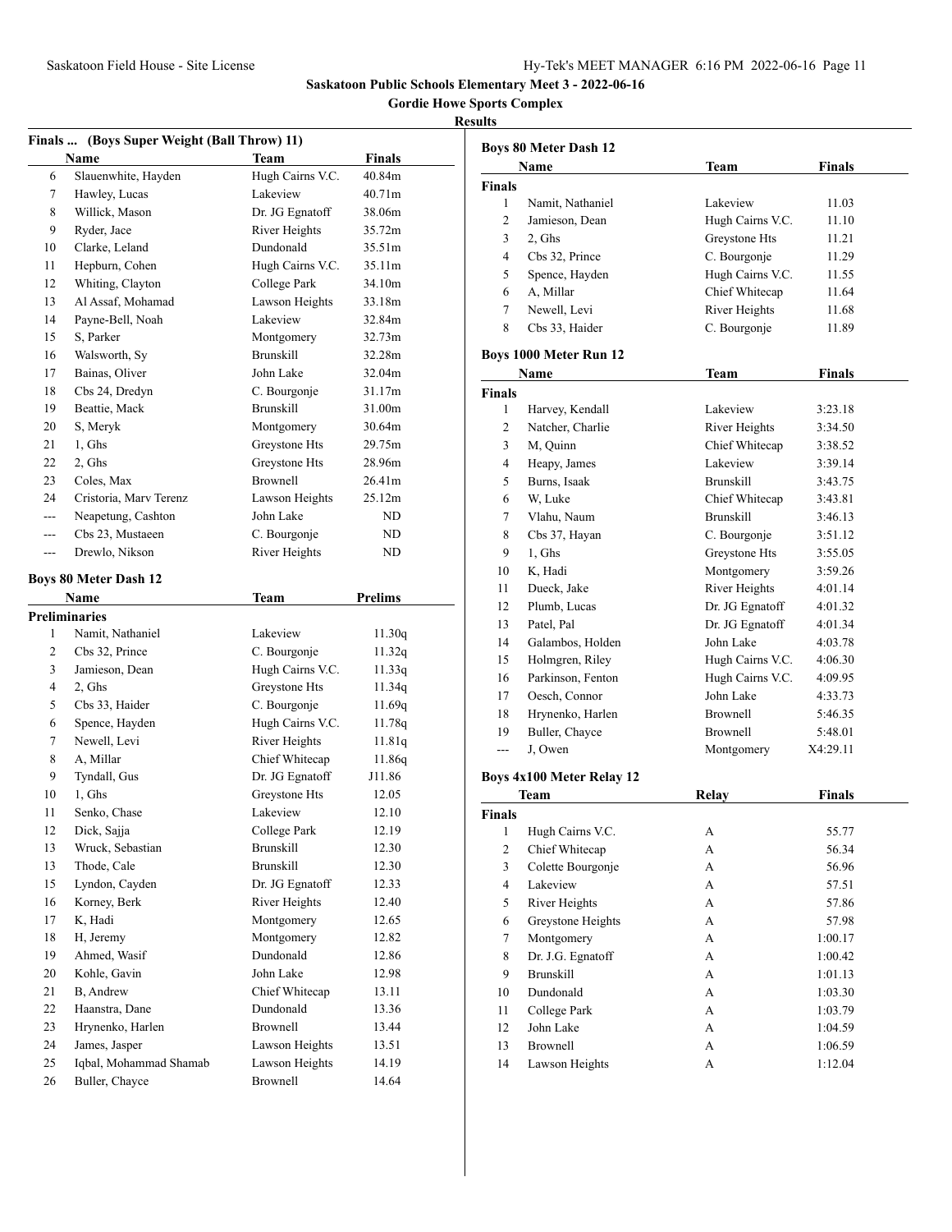**Saskatoon Public Schools Elementary Meet 3 - 2022-06-16**

**Gordie Howe Sports Complex**

**Results**

### Finals ... (Boys Super Weight (Ball Throw) 11)

| | Name | Team | Finals |
|---|---|---|---|
| 6 | Slauenwhite, Hayden | Hugh Cairns V.C. | 40.84m |
| 7 | Hawley, Lucas | Lakeview | 40.71m |
| 8 | Willick, Mason | Dr. JG Egnatoff | 38.06m |
| 9 | Ryder, Jace | River Heights | 35.72m |
| 10 | Clarke, Leland | Dundonald | 35.51m |
| 11 | Hepburn, Cohen | Hugh Cairns V.C. | 35.11m |
| 12 | Whiting, Clayton | College Park | 34.10m |
| 13 | Al Assaf, Mohamad | Lawson Heights | 33.18m |
| 14 | Payne-Bell, Noah | Lakeview | 32.84m |
| 15 | S, Parker | Montgomery | 32.73m |
| 16 | Walsworth, Sy | Brunskill | 32.28m |
| 17 | Bainas, Oliver | John Lake | 32.04m |
| 18 | Cbs 24, Dredyn | C. Bourgonje | 31.17m |
| 19 | Beattie, Mack | Brunskill | 31.00m |
| 20 | S, Meryk | Montgomery | 30.64m |
| 21 | 1, Ghs | Greystone Hts | 29.75m |
| 22 | 2, Ghs | Greystone Hts | 28.96m |
| 23 | Coles, Max | Brownell | 26.41m |
| 24 | Cristoria, Marv Terenz | Lawson Heights | 25.12m |
| --- | Neapetung, Cashton | John Lake | ND |
| --- | Cbs 23, Mustaeen | C. Bourgonje | ND |
| --- | Drewlo, Nikson | River Heights | ND |

### Boys 80 Meter Dash 12

| | Name | Team | Prelims |
|---|---|---|---|
| **Preliminaries** | | | |
| 1 | Namit, Nathaniel | Lakeview | 11.30q |
| 2 | Cbs 32, Prince | C. Bourgonje | 11.32q |
| 3 | Jamieson, Dean | Hugh Cairns V.C. | 11.33q |
| 4 | 2, Ghs | Greystone Hts | 11.34q |
| 5 | Cbs 33, Haider | C. Bourgonje | 11.69q |
| 6 | Spence, Hayden | Hugh Cairns V.C. | 11.78q |
| 7 | Newell, Levi | River Heights | 11.81q |
| 8 | A, Millar | Chief Whitecap | 11.86q |
| 9 | Tyndall, Gus | Dr. JG Egnatoff | J11.86 |
| 10 | 1, Ghs | Greystone Hts | 12.05 |
| 11 | Senko, Chase | Lakeview | 12.10 |
| 12 | Dick, Sajja | College Park | 12.19 |
| 13 | Wruck, Sebastian | Brunskill | 12.30 |
| 13 | Thode, Cale | Brunskill | 12.30 |
| 15 | Lyndon, Cayden | Dr. JG Egnatoff | 12.33 |
| 16 | Korney, Berk | River Heights | 12.40 |
| 17 | K, Hadi | Montgomery | 12.65 |
| 18 | H, Jeremy | Montgomery | 12.82 |
| 19 | Ahmed, Wasif | Dundonald | 12.86 |
| 20 | Kohle, Gavin | John Lake | 12.98 |
| 21 | B, Andrew | Chief Whitecap | 13.11 |
| 22 | Haanstra, Dane | Dundonald | 13.36 |
| 23 | Hrynenko, Harlen | Brownell | 13.44 |
| 24 | James, Jasper | Lawson Heights | 13.51 |
| 25 | Iqbal, Mohammad Shamab | Lawson Heights | 14.19 |
| 26 | Buller, Chayce | Brownell | 14.64 |

### Boys 80 Meter Dash 12

| | Name | Team | Finals |
|---|---|---|---|
| **Finals** | | | |
| 1 | Namit, Nathaniel | Lakeview | 11.03 |
| 2 | Jamieson, Dean | Hugh Cairns V.C. | 11.10 |
| 3 | 2, Ghs | Greystone Hts | 11.21 |
| 4 | Cbs 32, Prince | C. Bourgonje | 11.29 |
| 5 | Spence, Hayden | Hugh Cairns V.C. | 11.55 |
| 6 | A, Millar | Chief Whitecap | 11.64 |
| 7 | Newell, Levi | River Heights | 11.68 |
| 8 | Cbs 33, Haider | C. Bourgonje | 11.89 |

### Boys 1000 Meter Run 12

| | Name | Team | Finals |
|---|---|---|---|
| **Finals** | | | |
| 1 | Harvey, Kendall | Lakeview | 3:23.18 |
| 2 | Natcher, Charlie | River Heights | 3:34.50 |
| 3 | M, Quinn | Chief Whitecap | 3:38.52 |
| 4 | Heapy, James | Lakeview | 3:39.14 |
| 5 | Burns, Isaak | Brunskill | 3:43.75 |
| 6 | W, Luke | Chief Whitecap | 3:43.81 |
| 7 | Vlahu, Naum | Brunskill | 3:46.13 |
| 8 | Cbs 37, Hayan | C. Bourgonje | 3:51.12 |
| 9 | 1, Ghs | Greystone Hts | 3:55.05 |
| 10 | K, Hadi | Montgomery | 3:59.26 |
| 11 | Dueck, Jake | River Heights | 4:01.14 |
| 12 | Plumb, Lucas | Dr. JG Egnatoff | 4:01.32 |
| 13 | Patel, Pal | Dr. JG Egnatoff | 4:01.34 |
| 14 | Galambos, Holden | John Lake | 4:03.78 |
| 15 | Holmgren, Riley | Hugh Cairns V.C. | 4:06.30 |
| 16 | Parkinson, Fenton | Hugh Cairns V.C. | 4:09.95 |
| 17 | Oesch, Connor | John Lake | 4:33.73 |
| 18 | Hrynenko, Harlen | Brownell | 5:46.35 |
| 19 | Buller, Chayce | Brownell | 5:48.01 |
| --- | J, Owen | Montgomery | X4:29.11 |

### Boys 4x100 Meter Relay 12

| | Team | Relay | Finals |
|---|---|---|---|
| **Finals** | | | |
| 1 | Hugh Cairns V.C. | A | 55.77 |
| 2 | Chief Whitecap | A | 56.34 |
| 3 | Colette Bourgonje | A | 56.96 |
| 4 | Lakeview | A | 57.51 |
| 5 | River Heights | A | 57.86 |
| 6 | Greystone Heights | A | 57.98 |
| 7 | Montgomery | A | 1:00.17 |
| 8 | Dr. J.G. Egnatoff | A | 1:00.42 |
| 9 | Brunskill | A | 1:01.13 |
| 10 | Dundonald | A | 1:03.30 |
| 11 | College Park | A | 1:03.79 |
| 12 | John Lake | A | 1:04.59 |
| 13 | Brownell | A | 1:06.59 |
| 14 | Lawson Heights | A | 1:12.04 |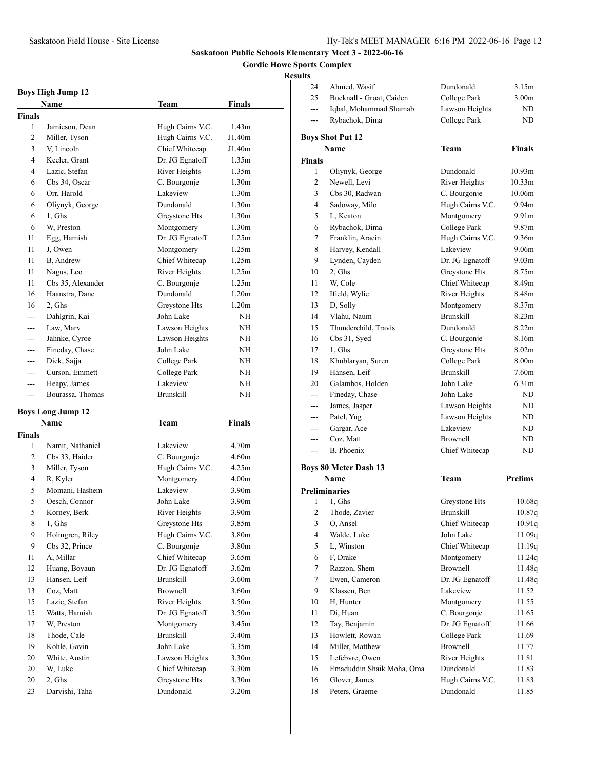# Saskatoon Public Schools Elementary Meet 3 - 2022-06-16

## Gordie Howe Sports Complex

### Results

### Boys High Jump 12

| | Name | Team | Finals |
|---|---|---|---|
| **Finals** | | | |
| 1 | Jamieson, Dean | Hugh Cairns V.C. | 1.43m |
| 2 | Miller, Tyson | Hugh Cairns V.C. | J1.40m |
| 3 | V, Lincoln | Chief Whitecap | J1.40m |
| 4 | Keeler, Grant | Dr. JG Egnatoff | 1.35m |
| 4 | Lazic, Stefan | River Heights | 1.35m |
| 6 | Cbs 34, Oscar | C. Bourgonje | 1.30m |
| 6 | Orr, Harold | Lakeview | 1.30m |
| 6 | Oliynyk, George | Dundonald | 1.30m |
| 6 | 1, Ghs | Greystone Hts | 1.30m |
| 6 | W, Preston | Montgomery | 1.30m |
| 11 | Egg, Hamish | Dr. JG Egnatoff | 1.25m |
| 11 | J, Owen | Montgomery | 1.25m |
| 11 | B, Andrew | Chief Whitecap | 1.25m |
| 11 | Nagus, Leo | River Heights | 1.25m |
| 11 | Cbs 35, Alexander | C. Bourgonje | 1.25m |
| 16 | Haanstra, Dane | Dundonald | 1.20m |
| 16 | 2, Ghs | Greystone Hts | 1.20m |
| --- | Dahlgrin, Kai | John Lake | NH |
| --- | Law, Marv | Lawson Heights | NH |
| --- | Jahnke, Cyroe | Lawson Heights | NH |
| --- | Fineday, Chase | John Lake | NH |
| --- | Dick, Sajja | College Park | NH |
| --- | Curson, Emmett | College Park | NH |
| --- | Heapy, James | Lakeview | NH |
| --- | Bourassa, Thomas | Brunskill | NH |

### Boys Long Jump 12

| | Name | Team | Finals |
|---|---|---|---|
| **Finals** | | | |
| 1 | Namit, Nathaniel | Lakeview | 4.70m |
| 2 | Cbs 33, Haider | C. Bourgonje | 4.60m |
| 3 | Miller, Tyson | Hugh Cairns V.C. | 4.25m |
| 4 | R, Kyler | Montgomery | 4.00m |
| 5 | Momani, Hashem | Lakeview | 3.90m |
| 5 | Oesch, Connor | John Lake | 3.90m |
| 5 | Korney, Berk | River Heights | 3.90m |
| 8 | 1, Ghs | Greystone Hts | 3.85m |
| 9 | Holmgren, Riley | Hugh Cairns V.C. | 3.80m |
| 9 | Cbs 32, Prince | C. Bourgonje | 3.80m |
| 11 | A, Millar | Chief Whitecap | 3.65m |
| 12 | Huang, Boyaun | Dr. JG Egnatoff | 3.62m |
| 13 | Hansen, Leif | Brunskill | 3.60m |
| 13 | Coz, Matt | Brownell | 3.60m |
| 15 | Lazic, Stefan | River Heights | 3.50m |
| 15 | Watts, Hamish | Dr. JG Egnatoff | 3.50m |
| 17 | W, Preston | Montgomery | 3.45m |
| 18 | Thode, Cale | Brunskill | 3.40m |
| 19 | Kohle, Gavin | John Lake | 3.35m |
| 20 | White, Austin | Lawson Heights | 3.30m |
| 20 | W, Luke | Chief Whitecap | 3.30m |
| 20 | 2, Ghs | Greystone Hts | 3.30m |
| 23 | Darvishi, Taha | Dundonald | 3.20m |
| 24 | Ahmed, Wasif | Dundonald | 3.15m |
| 25 | Bucknall - Groat, Caiden | College Park | 3.00m |
| --- | Iqbal, Mohammad Shamab | Lawson Heights | ND |
| --- | Rybachok, Dima | College Park | ND |

### Boys Shot Put 12

| | Name | Team | Finals |
|---|---|---|---|
| **Finals** | | | |
| 1 | Oliynyk, George | Dundonald | 10.93m |
| 2 | Newell, Levi | River Heights | 10.33m |
| 3 | Cbs 30, Radwan | C. Bourgonje | 10.06m |
| 4 | Sadoway, Milo | Hugh Cairns V.C. | 9.94m |
| 5 | L, Keaton | Montgomery | 9.91m |
| 6 | Rybachok, Dima | College Park | 9.87m |
| 7 | Franklin, Aracin | Hugh Cairns V.C. | 9.36m |
| 8 | Harvey, Kendall | Lakeview | 9.06m |
| 9 | Lynden, Cayden | Dr. JG Egnatoff | 9.03m |
| 10 | 2, Ghs | Greystone Hts | 8.75m |
| 11 | W, Cole | Chief Whitecap | 8.49m |
| 12 | Ifield, Wylie | River Heights | 8.48m |
| 13 | D, Solly | Montgomery | 8.37m |
| 14 | Vlahu, Naum | Brunskill | 8.23m |
| 15 | Thunderchild, Travis | Dundonald | 8.22m |
| 16 | Cbs 31, Syed | C. Bourgonje | 8.16m |
| 17 | 1, Ghs | Greystone Hts | 8.02m |
| 18 | Khublaryan, Suren | College Park | 8.00m |
| 19 | Hansen, Leif | Brunskill | 7.60m |
| 20 | Galambos, Holden | John Lake | 6.31m |
| --- | Fineday, Chase | John Lake | ND |
| --- | James, Jasper | Lawson Heights | ND |
| --- | Patel, Yug | Lawson Heights | ND |
| --- | Gargar, Ace | Lakeview | ND |
| --- | Coz, Matt | Brownell | ND |
| --- | B, Phoenix | Chief Whitecap | ND |

### Boys 80 Meter Dash 13

| | Name | Team | Prelims |
|---|---|---|---|
| **Preliminaries** | | | |
| 1 | 1, Ghs | Greystone Hts | 10.68q |
| 2 | Thode, Zavier | Brunskill | 10.87q |
| 3 | O, Ansel | Chief Whitecap | 10.91q |
| 4 | Walde, Luke | John Lake | 11.09q |
| 5 | L, Winston | Chief Whitecap | 11.19q |
| 6 | F, Drake | Montgomery | 11.24q |
| 7 | Razzon, Shem | Brownell | 11.48q |
| 7 | Ewen, Cameron | Dr. JG Egnatoff | 11.48q |
| 9 | Klassen, Ben | Lakeview | 11.52 |
| 10 | H, Hunter | Montgomery | 11.55 |
| 11 | Di, Huan | C. Bourgonje | 11.65 |
| 12 | Tay, Benjamin | Dr. JG Egnatoff | 11.66 |
| 13 | Howlett, Rowan | College Park | 11.69 |
| 14 | Miller, Matthew | Brownell | 11.77 |
| 15 | Lefebvre, Owen | River Heights | 11.81 |
| 16 | Emaduddin Shaik Moha, Oma | Dundonald | 11.83 |
| 16 | Glover, James | Hugh Cairns V.C. | 11.83 |
| 18 | Peters, Graeme | Dundonald | 11.85 |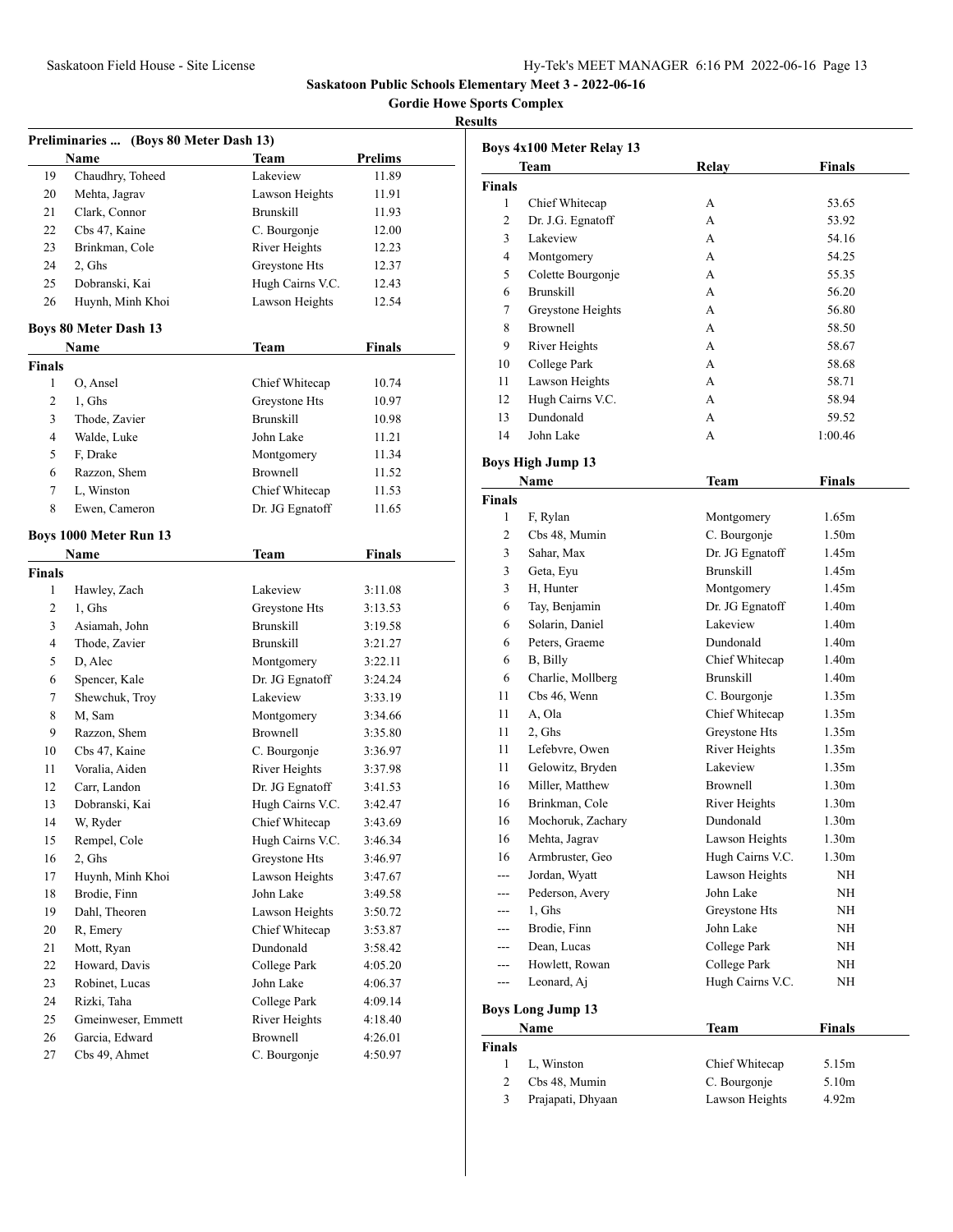**Saskatoon Public Schools Elementary Meet 3 - 2022-06-16**

**Gordie Howe Sports Complex**

**Results**

### Preliminaries ... (Boys 80 Meter Dash 13)

| | Name | Team | Prelims |
|---|---|---|---|
| 19 | Chaudhry, Toheed | Lakeview | 11.89 |
| 20 | Mehta, Jagrav | Lawson Heights | 11.91 |
| 21 | Clark, Connor | Brunskill | 11.93 |
| 22 | Cbs 47, Kaine | C. Bourgonje | 12.00 |
| 23 | Brinkman, Cole | River Heights | 12.23 |
| 24 | 2, Ghs | Greystone Hts | 12.37 |
| 25 | Dobranski, Kai | Hugh Cairns V.C. | 12.43 |
| 26 | Huynh, Minh Khoi | Lawson Heights | 12.54 |

### Boys 80 Meter Dash 13

| | Name | Team | Finals |
|---|---|---|---|
| **Finals** | | | |
| 1 | O, Ansel | Chief Whitecap | 10.74 |
| 2 | 1, Ghs | Greystone Hts | 10.97 |
| 3 | Thode, Zavier | Brunskill | 10.98 |
| 4 | Walde, Luke | John Lake | 11.21 |
| 5 | F, Drake | Montgomery | 11.34 |
| 6 | Razzon, Shem | Brownell | 11.52 |
| 7 | L, Winston | Chief Whitecap | 11.53 |
| 8 | Ewen, Cameron | Dr. JG Egnatoff | 11.65 |

### Boys 1000 Meter Run 13

| | Name | Team | Finals |
|---|---|---|---|
| **Finals** | | | |
| 1 | Hawley, Zach | Lakeview | 3:11.08 |
| 2 | 1, Ghs | Greystone Hts | 3:13.53 |
| 3 | Asiamah, John | Brunskill | 3:19.58 |
| 4 | Thode, Zavier | Brunskill | 3:21.27 |
| 5 | D, Alec | Montgomery | 3:22.11 |
| 6 | Spencer, Kale | Dr. JG Egnatoff | 3:24.24 |
| 7 | Shewchuk, Troy | Lakeview | 3:33.19 |
| 8 | M, Sam | Montgomery | 3:34.66 |
| 9 | Razzon, Shem | Brownell | 3:35.80 |
| 10 | Cbs 47, Kaine | C. Bourgonje | 3:36.97 |
| 11 | Voralia, Aiden | River Heights | 3:37.98 |
| 12 | Carr, Landon | Dr. JG Egnatoff | 3:41.53 |
| 13 | Dobranski, Kai | Hugh Cairns V.C. | 3:42.47 |
| 14 | W, Ryder | Chief Whitecap | 3:43.69 |
| 15 | Rempel, Cole | Hugh Cairns V.C. | 3:46.34 |
| 16 | 2, Ghs | Greystone Hts | 3:46.97 |
| 17 | Huynh, Minh Khoi | Lawson Heights | 3:47.67 |
| 18 | Brodie, Finn | John Lake | 3:49.58 |
| 19 | Dahl, Theoren | Lawson Heights | 3:50.72 |
| 20 | R, Emery | Chief Whitecap | 3:53.87 |
| 21 | Mott, Ryan | Dundonald | 3:58.42 |
| 22 | Howard, Davis | College Park | 4:05.20 |
| 23 | Robinet, Lucas | John Lake | 4:06.37 |
| 24 | Rizki, Taha | College Park | 4:09.14 |
| 25 | Gmeinweser, Emmett | River Heights | 4:18.40 |
| 26 | Garcia, Edward | Brownell | 4:26.01 |
| 27 | Cbs 49, Ahmet | C. Bourgonje | 4:50.97 |

### Boys 4x100 Meter Relay 13

| | Team | Relay | Finals |
|---|---|---|---|
| **Finals** | | | |
| 1 | Chief Whitecap | A | 53.65 |
| 2 | Dr. J.G. Egnatoff | A | 53.92 |
| 3 | Lakeview | A | 54.16 |
| 4 | Montgomery | A | 54.25 |
| 5 | Colette Bourgonje | A | 55.35 |
| 6 | Brunskill | A | 56.20 |
| 7 | Greystone Heights | A | 56.80 |
| 8 | Brownell | A | 58.50 |
| 9 | River Heights | A | 58.67 |
| 10 | College Park | A | 58.68 |
| 11 | Lawson Heights | A | 58.71 |
| 12 | Hugh Cairns V.C. | A | 58.94 |
| 13 | Dundonald | A | 59.52 |
| 14 | John Lake | A | 1:00.46 |

### Boys High Jump 13

| | Name | Team | Finals |
|---|---|---|---|
| **Finals** | | | |
| 1 | F, Rylan | Montgomery | 1.65m |
| 2 | Cbs 48, Mumin | C. Bourgonje | 1.50m |
| 3 | Sahar, Max | Dr. JG Egnatoff | 1.45m |
| 3 | Geta, Eyu | Brunskill | 1.45m |
| 3 | H, Hunter | Montgomery | 1.45m |
| 6 | Tay, Benjamin | Dr. JG Egnatoff | 1.40m |
| 6 | Solarin, Daniel | Lakeview | 1.40m |
| 6 | Peters, Graeme | Dundonald | 1.40m |
| 6 | B, Billy | Chief Whitecap | 1.40m |
| 6 | Charlie, Mollberg | Brunskill | 1.40m |
| 11 | Cbs 46, Wenn | C. Bourgonje | 1.35m |
| 11 | A, Ola | Chief Whitecap | 1.35m |
| 11 | 2, Ghs | Greystone Hts | 1.35m |
| 11 | Lefebvre, Owen | River Heights | 1.35m |
| 11 | Gelowitz, Bryden | Lakeview | 1.35m |
| 16 | Miller, Matthew | Brownell | 1.30m |
| 16 | Brinkman, Cole | River Heights | 1.30m |
| 16 | Mochoruk, Zachary | Dundonald | 1.30m |
| 16 | Mehta, Jagrav | Lawson Heights | 1.30m |
| 16 | Armbruster, Geo | Hugh Cairns V.C. | 1.30m |
| --- | Jordan, Wyatt | Lawson Heights | NH |
| --- | Pederson, Avery | John Lake | NH |
| --- | 1, Ghs | Greystone Hts | NH |
| --- | Brodie, Finn | John Lake | NH |
| --- | Dean, Lucas | College Park | NH |
| --- | Howlett, Rowan | College Park | NH |
| --- | Leonard, Aj | Hugh Cairns V.C. | NH |

### Boys Long Jump 13

| | Name | Team | Finals |
|---|---|---|---|
| **Finals** | | | |
| 1 | L, Winston | Chief Whitecap | 5.15m |
| 2 | Cbs 48, Mumin | C. Bourgonje | 5.10m |
| 3 | Prajapati, Dhyaan | Lawson Heights | 4.92m |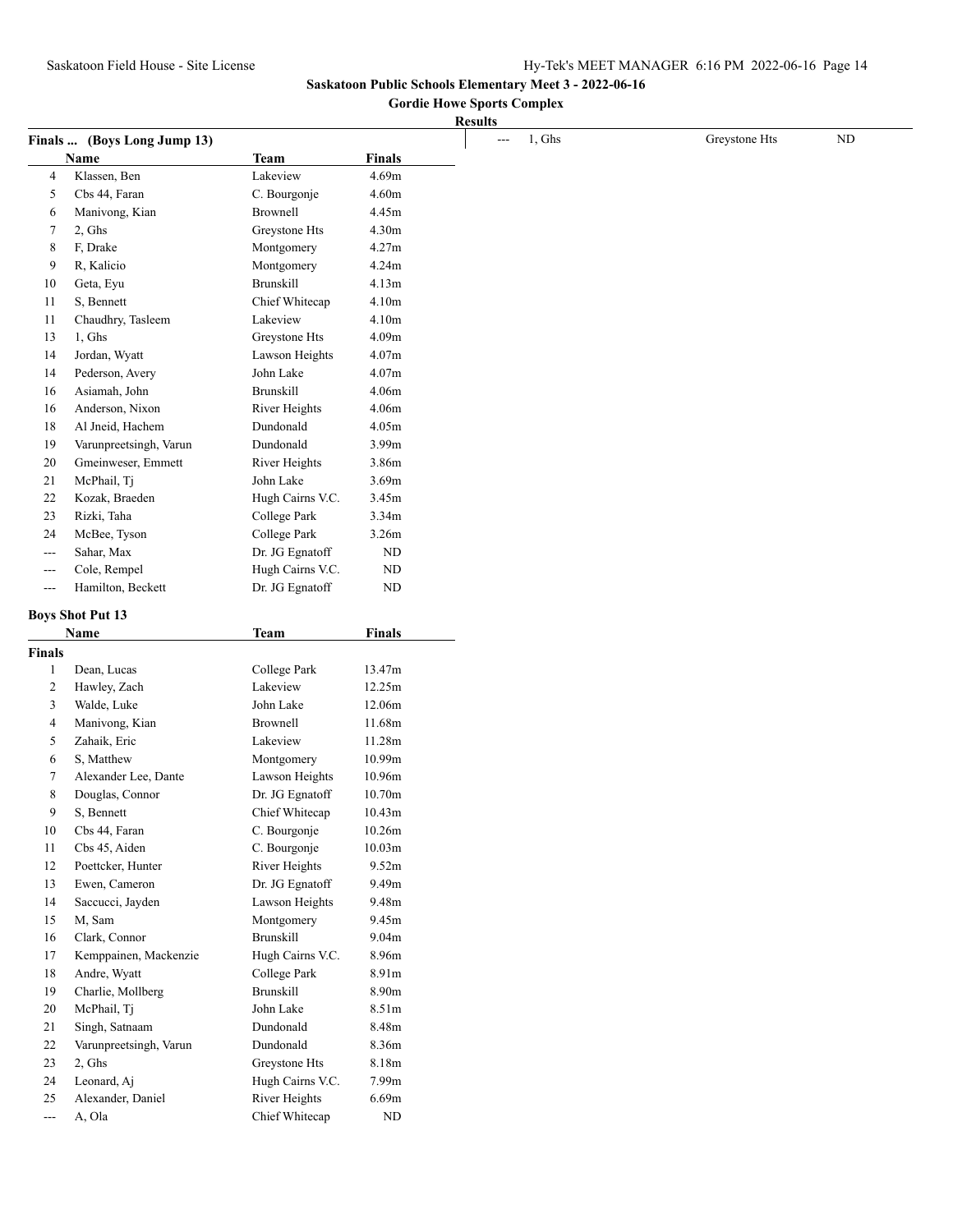Saskatoon Public Schools Elementary Meet 3 - 2022-06-16

Gordie Howe Sports Complex

Results

### Finals ... (Boys Long Jump 13)

| | Name | Team | Finals |
|---|---|---|---|
| 4 | Klassen, Ben | Lakeview | 4.69m |
| 5 | Cbs 44, Faran | C. Bourgonje | 4.60m |
| 6 | Manivong, Kian | Brownell | 4.45m |
| 7 | 2, Ghs | Greystone Hts | 4.30m |
| 8 | F, Drake | Montgomery | 4.27m |
| 9 | R, Kalicio | Montgomery | 4.24m |
| 10 | Geta, Eyu | Brunskill | 4.13m |
| 11 | S, Bennett | Chief Whitecap | 4.10m |
| 11 | Chaudhry, Tasleem | Lakeview | 4.10m |
| 13 | 1, Ghs | Greystone Hts | 4.09m |
| 14 | Jordan, Wyatt | Lawson Heights | 4.07m |
| 14 | Pederson, Avery | John Lake | 4.07m |
| 16 | Asiamah, John | Brunskill | 4.06m |
| 16 | Anderson, Nixon | River Heights | 4.06m |
| 18 | Al Jneid, Hachem | Dundonald | 4.05m |
| 19 | Varunpreetsingh, Varun | Dundonald | 3.99m |
| 20 | Gmeinweser, Emmett | River Heights | 3.86m |
| 21 | McPhail, Tj | John Lake | 3.69m |
| 22 | Kozak, Braeden | Hugh Cairns V.C. | 3.45m |
| 23 | Rizki, Taha | College Park | 3.34m |
| 24 | McBee, Tyson | College Park | 3.26m |
| --- | Sahar, Max | Dr. JG Egnatoff | ND |
| --- | Cole, Rempel | Hugh Cairns V.C. | ND |
| --- | Hamilton, Beckett | Dr. JG Egnatoff | ND |

### Boys Shot Put 13

| | Name | Team | Finals |
|---|---|---|---|
| **Finals** | | | |
| 1 | Dean, Lucas | College Park | 13.47m |
| 2 | Hawley, Zach | Lakeview | 12.25m |
| 3 | Walde, Luke | John Lake | 12.06m |
| 4 | Manivong, Kian | Brownell | 11.68m |
| 5 | Zahaik, Eric | Lakeview | 11.28m |
| 6 | S, Matthew | Montgomery | 10.99m |
| 7 | Alexander Lee, Dante | Lawson Heights | 10.96m |
| 8 | Douglas, Connor | Dr. JG Egnatoff | 10.70m |
| 9 | S, Bennett | Chief Whitecap | 10.43m |
| 10 | Cbs 44, Faran | C. Bourgonje | 10.26m |
| 11 | Cbs 45, Aiden | C. Bourgonje | 10.03m |
| 12 | Poettcker, Hunter | River Heights | 9.52m |
| 13 | Ewen, Cameron | Dr. JG Egnatoff | 9.49m |
| 14 | Saccucci, Jayden | Lawson Heights | 9.48m |
| 15 | M, Sam | Montgomery | 9.45m |
| 16 | Clark, Connor | Brunskill | 9.04m |
| 17 | Kemppainen, Mackenzie | Hugh Cairns V.C. | 8.96m |
| 18 | Andre, Wyatt | College Park | 8.91m |
| 19 | Charlie, Mollberg | Brunskill | 8.90m |
| 20 | McPhail, Tj | John Lake | 8.51m |
| 21 | Singh, Satnaam | Dundonald | 8.48m |
| 22 | Varunpreetsingh, Varun | Dundonald | 8.36m |
| 23 | 2, Ghs | Greystone Hts | 8.18m |
| 24 | Leonard, Aj | Hugh Cairns V.C. | 7.99m |
| 25 | Alexander, Daniel | River Heights | 6.69m |
| --- | A, Ola | Chief Whitecap | ND |
| --- | 1, Ghs | Greystone Hts | ND |